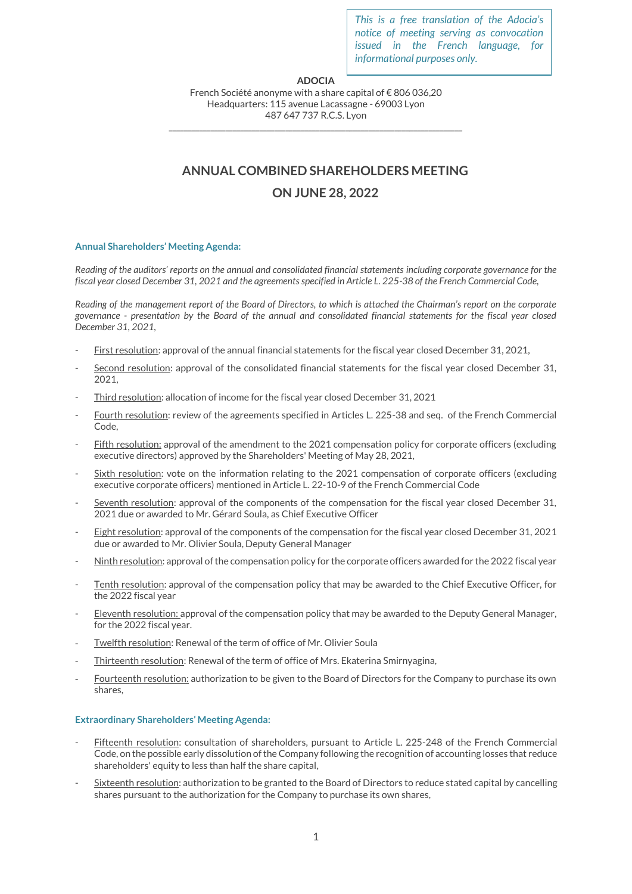*This is a free translation of the Adocia's notice of meeting serving as convocation issued in the French language, for informational purposes only.*

**ADOCIA**

French Société anonyme with a share capital of € 806 036,20
Headquarters: 115 avenue Lacassagne - 69003 Lyon
487 647 737 R.C.S. Lyon

---

# ANNUAL COMBINED SHAREHOLDERS MEETING ON JUNE 28, 2022

### Annual Shareholders' Meeting Agenda:

*Reading of the auditors' reports on the annual and consolidated financial statements including corporate governance for the fiscal year closed December 31, 2021 and the agreements specified in Article L. 225-38 of the French Commercial Code,*

*Reading of the management report of the Board of Directors, to which is attached the Chairman's report on the corporate governance - presentation by the Board of the annual and consolidated financial statements for the fiscal year closed December 31, 2021,*

- First resolution: approval of the annual financial statements for the fiscal year closed December 31, 2021,
- Second resolution: approval of the consolidated financial statements for the fiscal year closed December 31, 2021,
- Third resolution: allocation of income for the fiscal year closed December 31, 2021
- Fourth resolution: review of the agreements specified in Articles L. 225-38 and seq. of the French Commercial Code,
- Fifth resolution: approval of the amendment to the 2021 compensation policy for corporate officers (excluding executive directors) approved by the Shareholders' Meeting of May 28, 2021,
- Sixth resolution: vote on the information relating to the 2021 compensation of corporate officers (excluding executive corporate officers) mentioned in Article L. 22-10-9 of the French Commercial Code
- Seventh resolution: approval of the components of the compensation for the fiscal year closed December 31, 2021 due or awarded to Mr. Gérard Soula, as Chief Executive Officer
- Eight resolution: approval of the components of the compensation for the fiscal year closed December 31, 2021 due or awarded to Mr. Olivier Soula, Deputy General Manager
- Ninth resolution: approval of the compensation policy for the corporate officers awarded for the 2022 fiscal year
- Tenth resolution: approval of the compensation policy that may be awarded to the Chief Executive Officer, for the 2022 fiscal year
- Eleventh resolution: approval of the compensation policy that may be awarded to the Deputy General Manager, for the 2022 fiscal year.
- Twelfth resolution: Renewal of the term of office of Mr. Olivier Soula
- Thirteenth resolution: Renewal of the term of office of Mrs. Ekaterina Smirnyagina,
- Fourteenth resolution: authorization to be given to the Board of Directors for the Company to purchase its own shares,

### Extraordinary Shareholders' Meeting Agenda:

- Fifteenth resolution: consultation of shareholders, pursuant to Article L. 225-248 of the French Commercial Code, on the possible early dissolution of the Company following the recognition of accounting losses that reduce shareholders' equity to less than half the share capital,
- Sixteenth resolution: authorization to be granted to the Board of Directors to reduce stated capital by cancelling shares pursuant to the authorization for the Company to purchase its own shares,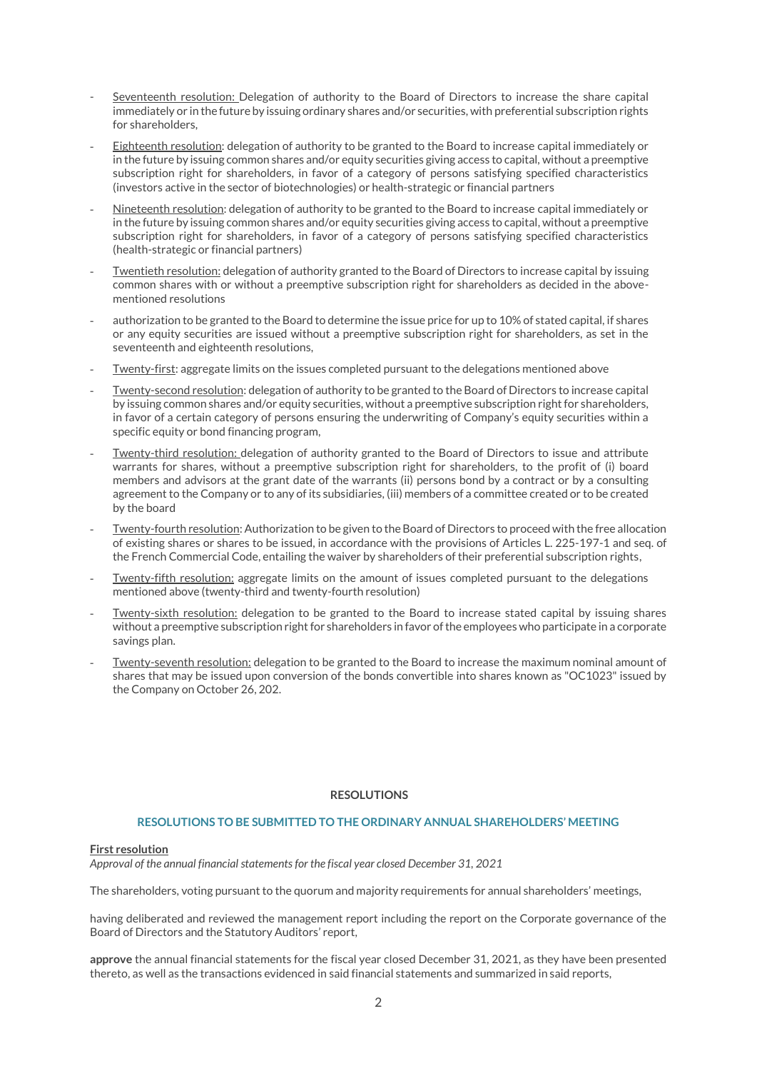- <u>Seventeenth resolution:</u> Delegation of authority to the Board of Directors to increase the share capital immediately or in the future by issuing ordinary shares and/or securities, with preferential subscription rights for shareholders,
- <u>Eighteenth resolution</u>: delegation of authority to be granted to the Board to increase capital immediately or in the future by issuing common shares and/or equity securities giving access to capital, without a preemptive subscription right for shareholders, in favor of a category of persons satisfying specified characteristics (investors active in the sector of biotechnologies) or health-strategic or financial partners
- <u>Nineteenth resolution</u>: delegation of authority to be granted to the Board to increase capital immediately or in the future by issuing common shares and/or equity securities giving access to capital, without a preemptive subscription right for shareholders, in favor of a category of persons satisfying specified characteristics (health-strategic or financial partners)
- <u>Twentieth resolution:</u> delegation of authority granted to the Board of Directors to increase capital by issuing common shares with or without a preemptive subscription right for shareholders as decided in the above-mentioned resolutions
- authorization to be granted to the Board to determine the issue price for up to 10% of stated capital, if shares or any equity securities are issued without a preemptive subscription right for shareholders, as set in the seventeenth and eighteenth resolutions,
- <u>Twenty-first</u>: aggregate limits on the issues completed pursuant to the delegations mentioned above
- <u>Twenty-second resolution</u>: delegation of authority to be granted to the Board of Directors to increase capital by issuing common shares and/or equity securities, without a preemptive subscription right for shareholders, in favor of a certain category of persons ensuring the underwriting of Company's equity securities within a specific equity or bond financing program,
- <u>Twenty-third resolution:</u> delegation of authority granted to the Board of Directors to issue and attribute warrants for shares, without a preemptive subscription right for shareholders, to the profit of (i) board members and advisors at the grant date of the warrants (ii) persons bond by a contract or by a consulting agreement to the Company or to any of its subsidiaries, (iii) members of a committee created or to be created by the board
- <u>Twenty-fourth resolution</u>: Authorization to be given to the Board of Directors to proceed with the free allocation of existing shares or shares to be issued, in accordance with the provisions of Articles L. 225-197-1 and seq. of the French Commercial Code, entailing the waiver by shareholders of their preferential subscription rights,
- <u>Twenty-fifth resolution:</u> aggregate limits on the amount of issues completed pursuant to the delegations mentioned above (twenty-third and twenty-fourth resolution)
- <u>Twenty-sixth resolution:</u> delegation to be granted to the Board to increase stated capital by issuing shares without a preemptive subscription right for shareholders in favor of the employees who participate in a corporate savings plan.
- <u>Twenty-seventh resolution:</u> delegation to be granted to the Board to increase the maximum nominal amount of shares that may be issued upon conversion of the bonds convertible into shares known as "OC1023" issued by the Company on October 26, 202.

# RESOLUTIONS

## RESOLUTIONS TO BE SUBMITTED TO THE ORDINARY ANNUAL SHAREHOLDERS' MEETING

**<u>First resolution</u>**

*Approval of the annual financial statements for the fiscal year closed December 31, 2021*

The shareholders, voting pursuant to the quorum and majority requirements for annual shareholders' meetings,

having deliberated and reviewed the management report including the report on the Corporate governance of the Board of Directors and the Statutory Auditors' report,

**approve** the annual financial statements for the fiscal year closed December 31, 2021, as they have been presented thereto, as well as the transactions evidenced in said financial statements and summarized in said reports,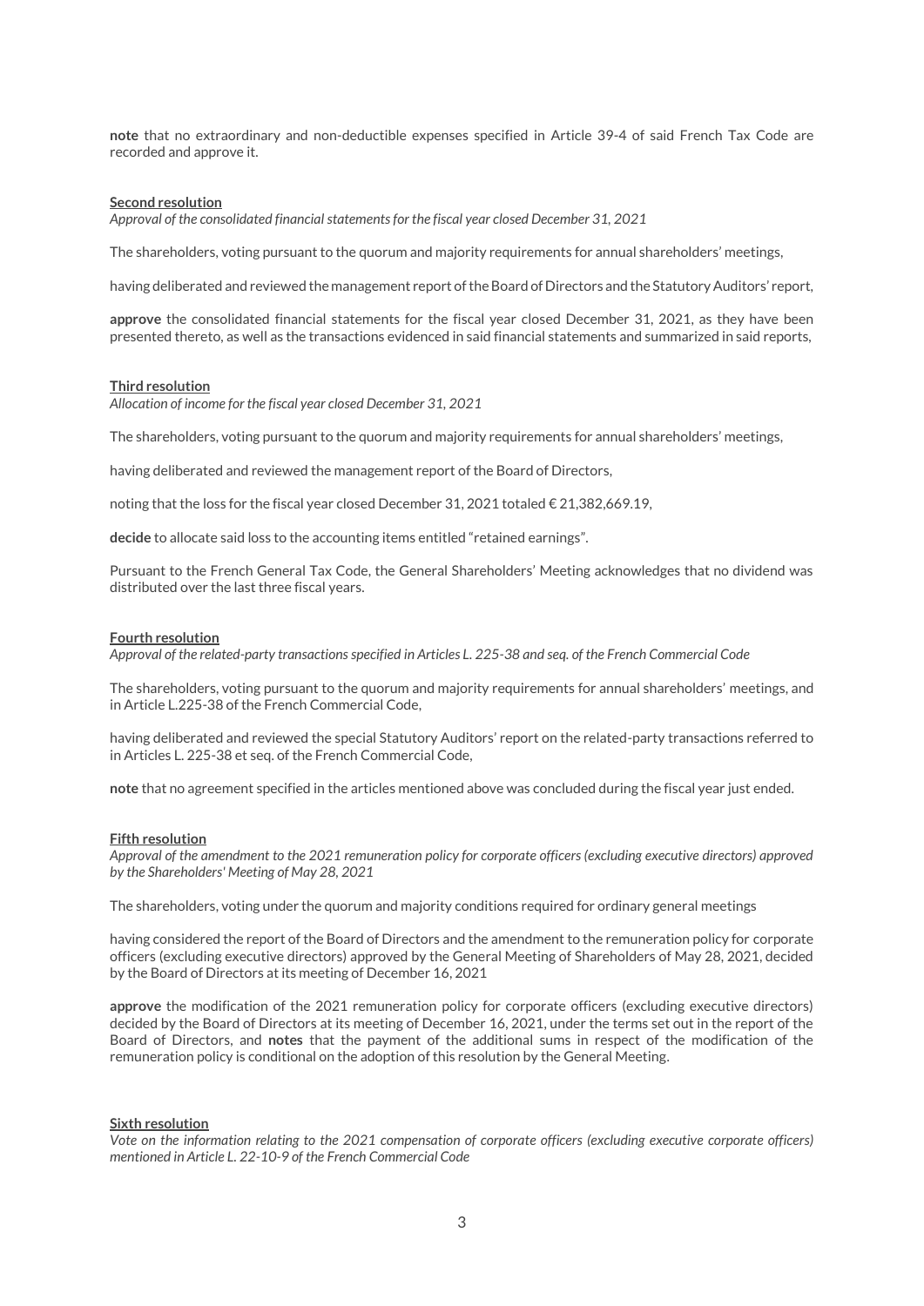**note** that no extraordinary and non-deductible expenses specified in Article 39-4 of said French Tax Code are recorded and approve it.

**Second resolution**

*Approval of the consolidated financial statements for the fiscal year closed December 31, 2021*

The shareholders, voting pursuant to the quorum and majority requirements for annual shareholders' meetings,

having deliberated and reviewed the management report of the Board of Directors and the Statutory Auditors' report,

**approve** the consolidated financial statements for the fiscal year closed December 31, 2021, as they have been presented thereto, as well as the transactions evidenced in said financial statements and summarized in said reports,

**Third resolution**

*Allocation of income for the fiscal year closed December 31, 2021*

The shareholders, voting pursuant to the quorum and majority requirements for annual shareholders' meetings,

having deliberated and reviewed the management report of the Board of Directors,

noting that the loss for the fiscal year closed December 31, 2021 totaled € 21,382,669.19,

**decide** to allocate said loss to the accounting items entitled "retained earnings".

Pursuant to the French General Tax Code, the General Shareholders' Meeting acknowledges that no dividend was distributed over the last three fiscal years.

**Fourth resolution**

*Approval of the related-party transactions specified in Articles L. 225-38 and seq. of the French Commercial Code*

The shareholders, voting pursuant to the quorum and majority requirements for annual shareholders' meetings, and in Article L.225-38 of the French Commercial Code,

having deliberated and reviewed the special Statutory Auditors' report on the related-party transactions referred to in Articles L. 225-38 et seq. of the French Commercial Code,

**note** that no agreement specified in the articles mentioned above was concluded during the fiscal year just ended.

**Fifth resolution**

*Approval of the amendment to the 2021 remuneration policy for corporate officers (excluding executive directors) approved by the Shareholders' Meeting of May 28, 2021*

The shareholders, voting under the quorum and majority conditions required for ordinary general meetings

having considered the report of the Board of Directors and the amendment to the remuneration policy for corporate officers (excluding executive directors) approved by the General Meeting of Shareholders of May 28, 2021, decided by the Board of Directors at its meeting of December 16, 2021

**approve** the modification of the 2021 remuneration policy for corporate officers (excluding executive directors) decided by the Board of Directors at its meeting of December 16, 2021, under the terms set out in the report of the Board of Directors, and **notes** that the payment of the additional sums in respect of the modification of the remuneration policy is conditional on the adoption of this resolution by the General Meeting.

**Sixth resolution**

*Vote on the information relating to the 2021 compensation of corporate officers (excluding executive corporate officers) mentioned in Article L. 22-10-9 of the French Commercial Code*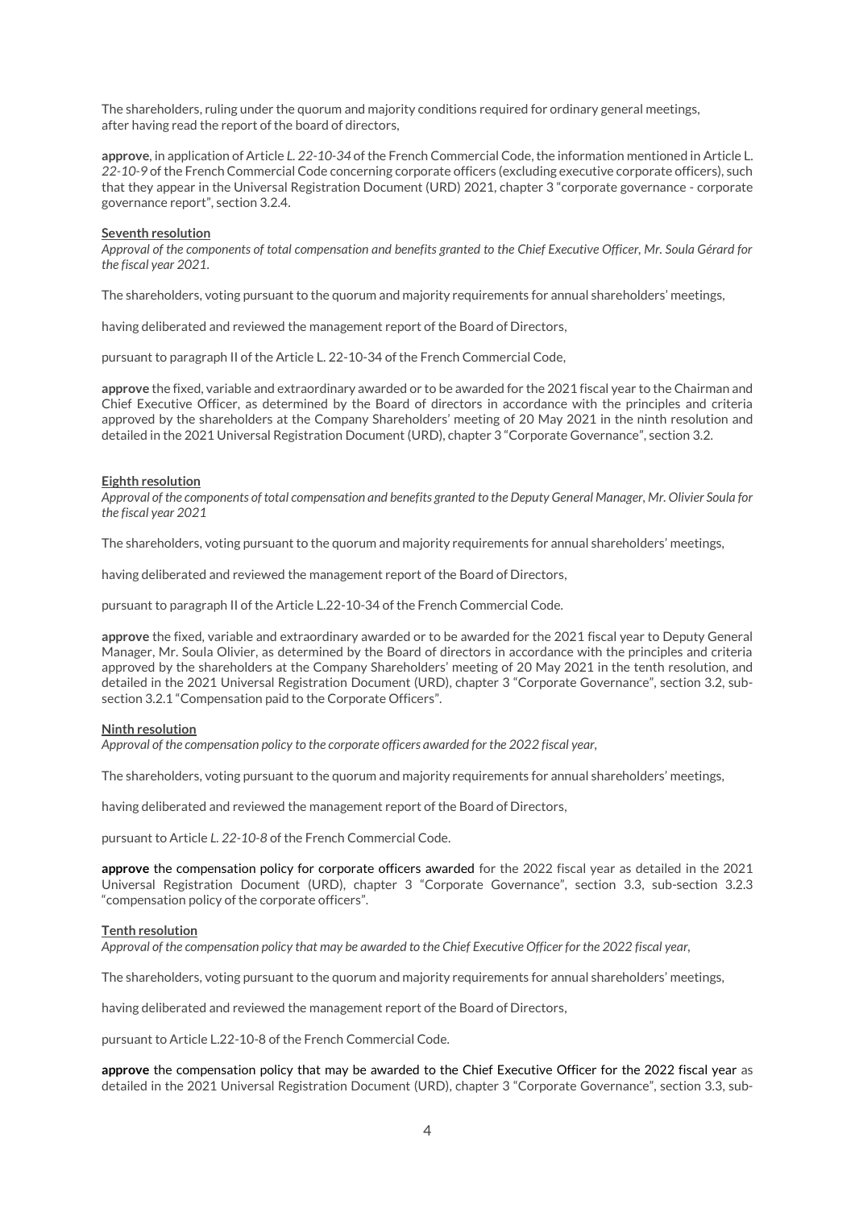The shareholders, ruling under the quorum and majority conditions required for ordinary general meetings, after having read the report of the board of directors,

**approve**, in application of Article *L. 22-10-34* of the French Commercial Code, the information mentioned in Article L. *22-10-9* of the French Commercial Code concerning corporate officers (excluding executive corporate officers), such that they appear in the Universal Registration Document (URD) 2021, chapter 3 "corporate governance - corporate governance report", section 3.2.4.

**Seventh resolution**

*Approval of the components of total compensation and benefits granted to the Chief Executive Officer, Mr. Soula Gérard for the fiscal year 2021.*

The shareholders, voting pursuant to the quorum and majority requirements for annual shareholders' meetings,

having deliberated and reviewed the management report of the Board of Directors,

pursuant to paragraph II of the Article L. 22-10-34 of the French Commercial Code,

**approve** the fixed, variable and extraordinary awarded or to be awarded for the 2021 fiscal year to the Chairman and Chief Executive Officer, as determined by the Board of directors in accordance with the principles and criteria approved by the shareholders at the Company Shareholders' meeting of 20 May 2021 in the ninth resolution and detailed in the 2021 Universal Registration Document (URD), chapter 3 "Corporate Governance", section 3.2.

**Eighth resolution**

*Approval of the components of total compensation and benefits granted to the Deputy General Manager, Mr. Olivier Soula for the fiscal year 2021*

The shareholders, voting pursuant to the quorum and majority requirements for annual shareholders' meetings,

having deliberated and reviewed the management report of the Board of Directors,

pursuant to paragraph II of the Article L.22-10-34 of the French Commercial Code.

**approve** the fixed, variable and extraordinary awarded or to be awarded for the 2021 fiscal year to Deputy General Manager, Mr. Soula Olivier, as determined by the Board of directors in accordance with the principles and criteria approved by the shareholders at the Company Shareholders' meeting of 20 May 2021 in the tenth resolution, and detailed in the 2021 Universal Registration Document (URD), chapter 3 "Corporate Governance", section 3.2, sub-section 3.2.1 "Compensation paid to the Corporate Officers".

**Ninth resolution**

*Approval of the compensation policy to the corporate officers awarded for the 2022 fiscal year*,

The shareholders, voting pursuant to the quorum and majority requirements for annual shareholders' meetings,

having deliberated and reviewed the management report of the Board of Directors,

pursuant to Article *L. 22-10-8* of the French Commercial Code.

**approve** the compensation policy for corporate officers awarded for the 2022 fiscal year as detailed in the 2021 Universal Registration Document (URD), chapter 3 "Corporate Governance", section 3.3, sub-section 3.2.3 "compensation policy of the corporate officers".

**Tenth resolution**

*Approval of the compensation policy that may be awarded to the Chief Executive Officer for the 2022 fiscal year*,

The shareholders, voting pursuant to the quorum and majority requirements for annual shareholders' meetings,

having deliberated and reviewed the management report of the Board of Directors,

pursuant to Article L.22-10-8 of the French Commercial Code.

**approve** the compensation policy that may be awarded to the Chief Executive Officer for the 2022 fiscal year as detailed in the 2021 Universal Registration Document (URD), chapter 3 "Corporate Governance", section 3.3, sub-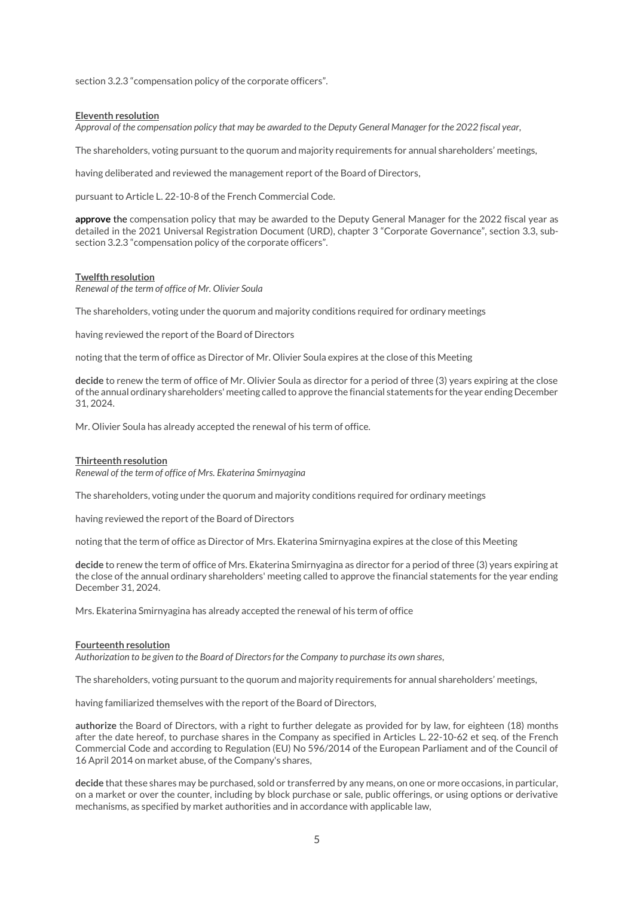section 3.2.3 "compensation policy of the corporate officers".

**Eleventh resolution**

*Approval of the compensation policy that may be awarded to the Deputy General Manager for the 2022 fiscal year,*

The shareholders, voting pursuant to the quorum and majority requirements for annual shareholders' meetings,

having deliberated and reviewed the management report of the Board of Directors,

pursuant to Article L. 22-10-8 of the French Commercial Code.

**approve** the compensation policy that may be awarded to the Deputy General Manager for the 2022 fiscal year as detailed in the 2021 Universal Registration Document (URD), chapter 3 "Corporate Governance", section 3.3, sub-section 3.2.3 "compensation policy of the corporate officers".

**Twelfth resolution**

*Renewal of the term of office of Mr. Olivier Soula*

The shareholders, voting under the quorum and majority conditions required for ordinary meetings

having reviewed the report of the Board of Directors

noting that the term of office as Director of Mr. Olivier Soula expires at the close of this Meeting

**decide** to renew the term of office of Mr. Olivier Soula as director for a period of three (3) years expiring at the close of the annual ordinary shareholders' meeting called to approve the financial statements for the year ending December 31, 2024.

Mr. Olivier Soula has already accepted the renewal of his term of office.

**Thirteenth resolution**

*Renewal of the term of office of Mrs. Ekaterina Smirnyagina*

The shareholders, voting under the quorum and majority conditions required for ordinary meetings

having reviewed the report of the Board of Directors

noting that the term of office as Director of Mrs. Ekaterina Smirnyagina expires at the close of this Meeting

**decide** to renew the term of office of Mrs. Ekaterina Smirnyagina as director for a period of three (3) years expiring at the close of the annual ordinary shareholders' meeting called to approve the financial statements for the year ending December 31, 2024.

Mrs. Ekaterina Smirnyagina has already accepted the renewal of his term of office

**Fourteenth resolution**

*Authorization to be given to the Board of Directors for the Company to purchase its own shares,*

The shareholders, voting pursuant to the quorum and majority requirements for annual shareholders' meetings,

having familiarized themselves with the report of the Board of Directors,

**authorize** the Board of Directors, with a right to further delegate as provided for by law, for eighteen (18) months after the date hereof, to purchase shares in the Company as specified in Articles L. 22-10-62 et seq. of the French Commercial Code and according to Regulation (EU) No 596/2014 of the European Parliament and of the Council of 16 April 2014 on market abuse, of the Company's shares,

**decide** that these shares may be purchased, sold or transferred by any means, on one or more occasions, in particular, on a market or over the counter, including by block purchase or sale, public offerings, or using options or derivative mechanisms, as specified by market authorities and in accordance with applicable law,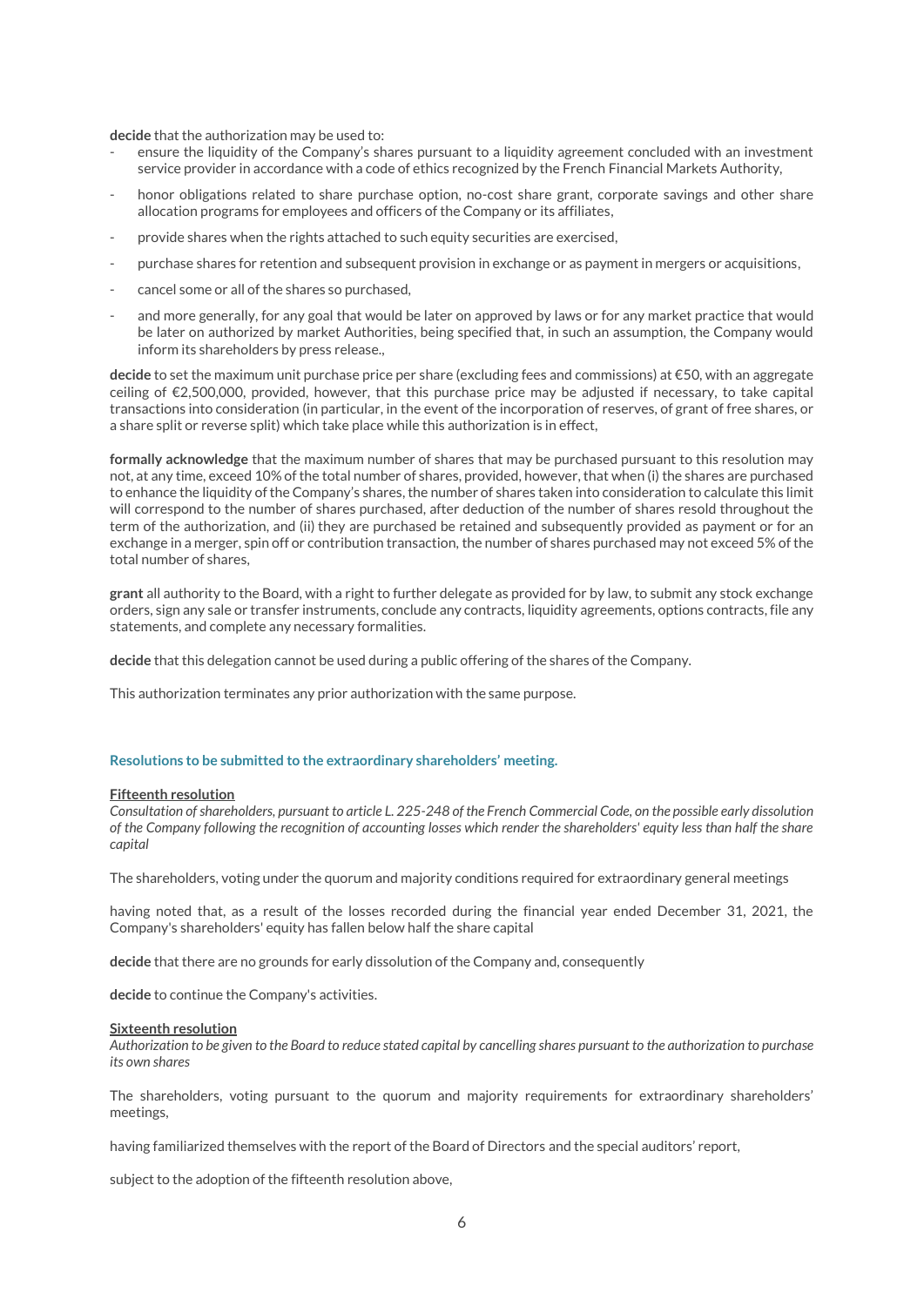**decide** that the authorization may be used to:

- ensure the liquidity of the Company's shares pursuant to a liquidity agreement concluded with an investment service provider in accordance with a code of ethics recognized by the French Financial Markets Authority,
- honor obligations related to share purchase option, no-cost share grant, corporate savings and other share allocation programs for employees and officers of the Company or its affiliates,
- provide shares when the rights attached to such equity securities are exercised,
- purchase shares for retention and subsequent provision in exchange or as payment in mergers or acquisitions,
- cancel some or all of the shares so purchased,
- and more generally, for any goal that would be later on approved by laws or for any market practice that would be later on authorized by market Authorities, being specified that, in such an assumption, the Company would inform its shareholders by press release.,

**decide** to set the maximum unit purchase price per share (excluding fees and commissions) at €50, with an aggregate ceiling of €2,500,000, provided, however, that this purchase price may be adjusted if necessary, to take capital transactions into consideration (in particular, in the event of the incorporation of reserves, of grant of free shares, or a share split or reverse split) which take place while this authorization is in effect,

**formally acknowledge** that the maximum number of shares that may be purchased pursuant to this resolution may not, at any time, exceed 10% of the total number of shares, provided, however, that when (i) the shares are purchased to enhance the liquidity of the Company's shares, the number of shares taken into consideration to calculate this limit will correspond to the number of shares purchased, after deduction of the number of shares resold throughout the term of the authorization, and (ii) they are purchased be retained and subsequently provided as payment or for an exchange in a merger, spin off or contribution transaction, the number of shares purchased may not exceed 5% of the total number of shares,

**grant** all authority to the Board, with a right to further delegate as provided for by law, to submit any stock exchange orders, sign any sale or transfer instruments, conclude any contracts, liquidity agreements, options contracts, file any statements, and complete any necessary formalities.

**decide** that this delegation cannot be used during a public offering of the shares of the Company.

This authorization terminates any prior authorization with the same purpose.

## Resolutions to be submitted to the extraordinary shareholders' meeting.

### Fifteenth resolution

*Consultation of shareholders, pursuant to article L. 225-248 of the French Commercial Code, on the possible early dissolution of the Company following the recognition of accounting losses which render the shareholders' equity less than half the share capital*

The shareholders, voting under the quorum and majority conditions required for extraordinary general meetings

having noted that, as a result of the losses recorded during the financial year ended December 31, 2021, the Company's shareholders' equity has fallen below half the share capital

**decide** that there are no grounds for early dissolution of the Company and, consequently

**decide** to continue the Company's activities.

### Sixteenth resolution

*Authorization to be given to the Board to reduce stated capital by cancelling shares pursuant to the authorization to purchase its own shares*

The shareholders, voting pursuant to the quorum and majority requirements for extraordinary shareholders' meetings,

having familiarized themselves with the report of the Board of Directors and the special auditors' report,

subject to the adoption of the fifteenth resolution above,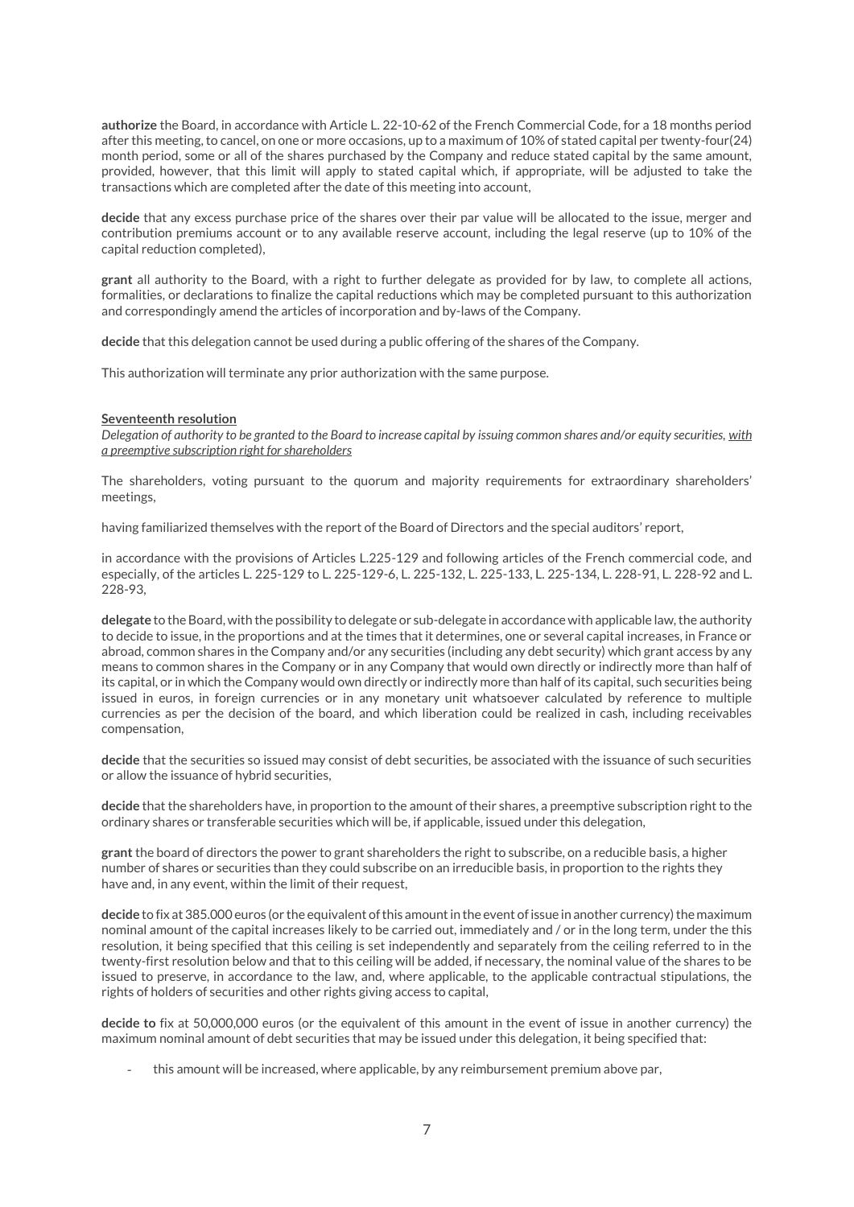**authorize** the Board, in accordance with Article L. 22-10-62 of the French Commercial Code, for a 18 months period after this meeting, to cancel, on one or more occasions, up to a maximum of 10% of stated capital per twenty-four(24) month period, some or all of the shares purchased by the Company and reduce stated capital by the same amount, provided, however, that this limit will apply to stated capital which, if appropriate, will be adjusted to take the transactions which are completed after the date of this meeting into account,

**decide** that any excess purchase price of the shares over their par value will be allocated to the issue, merger and contribution premiums account or to any available reserve account, including the legal reserve (up to 10% of the capital reduction completed),

**grant** all authority to the Board, with a right to further delegate as provided for by law, to complete all actions, formalities, or declarations to finalize the capital reductions which may be completed pursuant to this authorization and correspondingly amend the articles of incorporation and by-laws of the Company.

**decide** that this delegation cannot be used during a public offering of the shares of the Company.

This authorization will terminate any prior authorization with the same purpose.

**Seventeenth resolution**

*Delegation of authority to be granted to the Board to increase capital by issuing common shares and/or equity securities, with a preemptive subscription right for shareholders*

The shareholders, voting pursuant to the quorum and majority requirements for extraordinary shareholders' meetings,

having familiarized themselves with the report of the Board of Directors and the special auditors' report,

in accordance with the provisions of Articles L.225-129 and following articles of the French commercial code, and especially, of the articles L. 225-129 to L. 225-129-6, L. 225-132, L. 225-133, L. 225-134, L. 228-91, L. 228-92 and L. 228-93,

**delegate** to the Board, with the possibility to delegate or sub-delegate in accordance with applicable law, the authority to decide to issue, in the proportions and at the times that it determines, one or several capital increases, in France or abroad, common shares in the Company and/or any securities (including any debt security) which grant access by any means to common shares in the Company or in any Company that would own directly or indirectly more than half of its capital, or in which the Company would own directly or indirectly more than half of its capital, such securities being issued in euros, in foreign currencies or in any monetary unit whatsoever calculated by reference to multiple currencies as per the decision of the board, and which liberation could be realized in cash, including receivables compensation,

**decide** that the securities so issued may consist of debt securities, be associated with the issuance of such securities or allow the issuance of hybrid securities,

**decide** that the shareholders have, in proportion to the amount of their shares, a preemptive subscription right to the ordinary shares or transferable securities which will be, if applicable, issued under this delegation,

**grant** the board of directors the power to grant shareholders the right to subscribe, on a reducible basis, a higher number of shares or securities than they could subscribe on an irreducible basis, in proportion to the rights they have and, in any event, within the limit of their request,

**decide** to fix at 385.000 euros (or the equivalent of this amount in the event of issue in another currency) the maximum nominal amount of the capital increases likely to be carried out, immediately and / or in the long term, under the this resolution, it being specified that this ceiling is set independently and separately from the ceiling referred to in the twenty-first resolution below and that to this ceiling will be added, if necessary, the nominal value of the shares to be issued to preserve, in accordance to the law, and, where applicable, to the applicable contractual stipulations, the rights of holders of securities and other rights giving access to capital,

**decide to** fix at 50,000,000 euros (or the equivalent of this amount in the event of issue in another currency) the maximum nominal amount of debt securities that may be issued under this delegation, it being specified that:

- this amount will be increased, where applicable, by any reimbursement premium above par,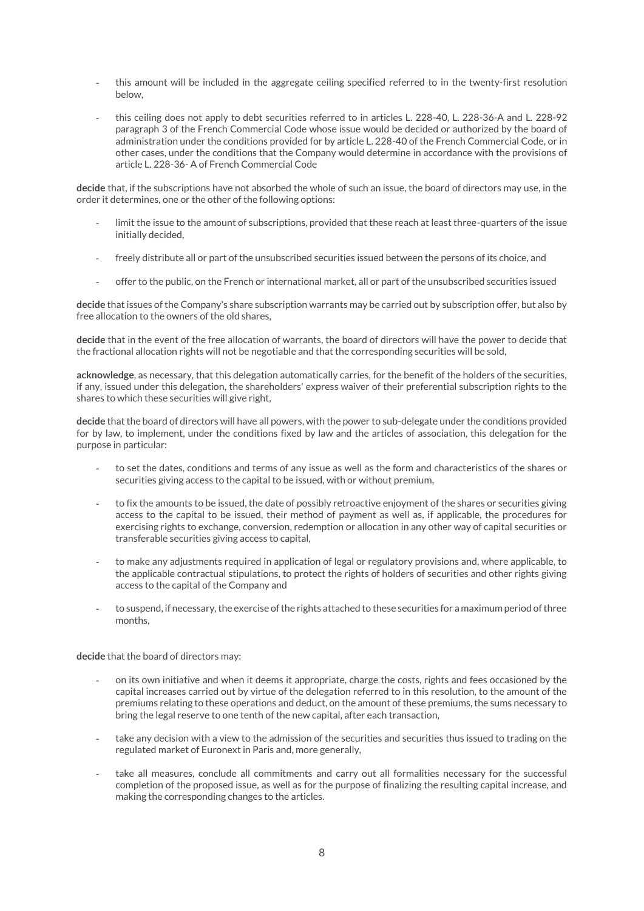- this amount will be included in the aggregate ceiling specified referred to in the twenty-first resolution below,

- this ceiling does not apply to debt securities referred to in articles L. 228-40, L. 228-36-A and L. 228-92 paragraph 3 of the French Commercial Code whose issue would be decided or authorized by the board of administration under the conditions provided for by article L. 228-40 of the French Commercial Code, or in other cases, under the conditions that the Company would determine in accordance with the provisions of article L. 228-36- A of French Commercial Code

**decide** that, if the subscriptions have not absorbed the whole of such an issue, the board of directors may use, in the order it determines, one or the other of the following options:

- limit the issue to the amount of subscriptions, provided that these reach at least three-quarters of the issue initially decided,

- freely distribute all or part of the unsubscribed securities issued between the persons of its choice, and

- offer to the public, on the French or international market, all or part of the unsubscribed securities issued

**decide** that issues of the Company's share subscription warrants may be carried out by subscription offer, but also by free allocation to the owners of the old shares,

**decide** that in the event of the free allocation of warrants, the board of directors will have the power to decide that the fractional allocation rights will not be negotiable and that the corresponding securities will be sold,

**acknowledge**, as necessary, that this delegation automatically carries, for the benefit of the holders of the securities, if any, issued under this delegation, the shareholders' express waiver of their preferential subscription rights to the shares to which these securities will give right,

**decide** that the board of directors will have all powers, with the power to sub-delegate under the conditions provided for by law, to implement, under the conditions fixed by law and the articles of association, this delegation for the purpose in particular:

- to set the dates, conditions and terms of any issue as well as the form and characteristics of the shares or securities giving access to the capital to be issued, with or without premium,

- to fix the amounts to be issued, the date of possibly retroactive enjoyment of the shares or securities giving access to the capital to be issued, their method of payment as well as, if applicable, the procedures for exercising rights to exchange, conversion, redemption or allocation in any other way of capital securities or transferable securities giving access to capital,

- to make any adjustments required in application of legal or regulatory provisions and, where applicable, to the applicable contractual stipulations, to protect the rights of holders of securities and other rights giving access to the capital of the Company and

- to suspend, if necessary, the exercise of the rights attached to these securities for a maximum period of three months,

**decide** that the board of directors may:

- on its own initiative and when it deems it appropriate, charge the costs, rights and fees occasioned by the capital increases carried out by virtue of the delegation referred to in this resolution, to the amount of the premiums relating to these operations and deduct, on the amount of these premiums, the sums necessary to bring the legal reserve to one tenth of the new capital, after each transaction,

- take any decision with a view to the admission of the securities and securities thus issued to trading on the regulated market of Euronext in Paris and, more generally,

- take all measures, conclude all commitments and carry out all formalities necessary for the successful completion of the proposed issue, as well as for the purpose of finalizing the resulting capital increase, and making the corresponding changes to the articles.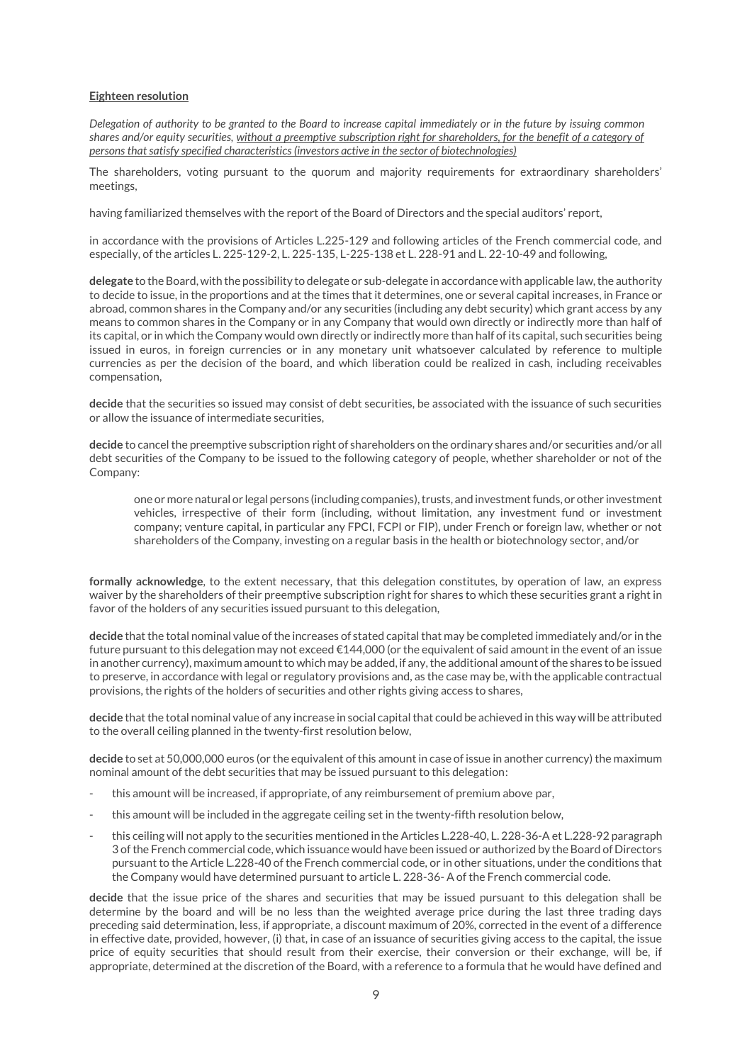**Eighteen resolution**

*Delegation of authority to be granted to the Board to increase capital immediately or in the future by issuing common shares and/or equity securities, <u>without a preemptive subscription right for shareholders, for the benefit of a category of persons that satisfy specified characteristics (investors active in the sector of biotechnologies)</u>*

The shareholders, voting pursuant to the quorum and majority requirements for extraordinary shareholders' meetings,

having familiarized themselves with the report of the Board of Directors and the special auditors' report,

in accordance with the provisions of Articles L.225-129 and following articles of the French commercial code, and especially, of the articles L. 225-129-2, L. 225-135, L-225-138 et L. 228-91 and L. 22-10-49 and following,

**delegate** to the Board, with the possibility to delegate or sub-delegate in accordance with applicable law, the authority to decide to issue, in the proportions and at the times that it determines, one or several capital increases, in France or abroad, common shares in the Company and/or any securities (including any debt security) which grant access by any means to common shares in the Company or in any Company that would own directly or indirectly more than half of its capital, or in which the Company would own directly or indirectly more than half of its capital, such securities being issued in euros, in foreign currencies or in any monetary unit whatsoever calculated by reference to multiple currencies as per the decision of the board, and which liberation could be realized in cash, including receivables compensation,

**decide** that the securities so issued may consist of debt securities, be associated with the issuance of such securities or allow the issuance of intermediate securities,

**decide** to cancel the preemptive subscription right of shareholders on the ordinary shares and/or securities and/or all debt securities of the Company to be issued to the following category of people, whether shareholder or not of the Company:

> one or more natural or legal persons (including companies), trusts, and investment funds, or other investment vehicles, irrespective of their form (including, without limitation, any investment fund or investment company; venture capital, in particular any FPCI, FCPI or FIP), under French or foreign law, whether or not shareholders of the Company, investing on a regular basis in the health or biotechnology sector, and/or

**formally acknowledge**, to the extent necessary, that this delegation constitutes, by operation of law, an express waiver by the shareholders of their preemptive subscription right for shares to which these securities grant a right in favor of the holders of any securities issued pursuant to this delegation,

**decide** that the total nominal value of the increases of stated capital that may be completed immediately and/or in the future pursuant to this delegation may not exceed €144,000 (or the equivalent of said amount in the event of an issue in another currency), maximum amount to which may be added, if any, the additional amount of the shares to be issued to preserve, in accordance with legal or regulatory provisions and, as the case may be, with the applicable contractual provisions, the rights of the holders of securities and other rights giving access to shares,

**decide** that the total nominal value of any increase in social capital that could be achieved in this way will be attributed to the overall ceiling planned in the twenty-first resolution below,

**decide** to set at 50,000,000 euros (or the equivalent of this amount in case of issue in another currency) the maximum nominal amount of the debt securities that may be issued pursuant to this delegation:

- this amount will be increased, if appropriate, of any reimbursement of premium above par,
- this amount will be included in the aggregate ceiling set in the twenty-fifth resolution below,
- this ceiling will not apply to the securities mentioned in the Articles L.228-40, L. 228-36-A et L.228-92 paragraph 3 of the French commercial code, which issuance would have been issued or authorized by the Board of Directors pursuant to the Article L.228-40 of the French commercial code, or in other situations, under the conditions that the Company would have determined pursuant to article L. 228-36- A of the French commercial code.

**decide** that the issue price of the shares and securities that may be issued pursuant to this delegation shall be determine by the board and will be no less than the weighted average price during the last three trading days preceding said determination, less, if appropriate, a discount maximum of 20%, corrected in the event of a difference in effective date, provided, however, (i) that, in case of an issuance of securities giving access to the capital, the issue price of equity securities that should result from their exercise, their conversion or their exchange, will be, if appropriate, determined at the discretion of the Board, with a reference to a formula that he would have defined and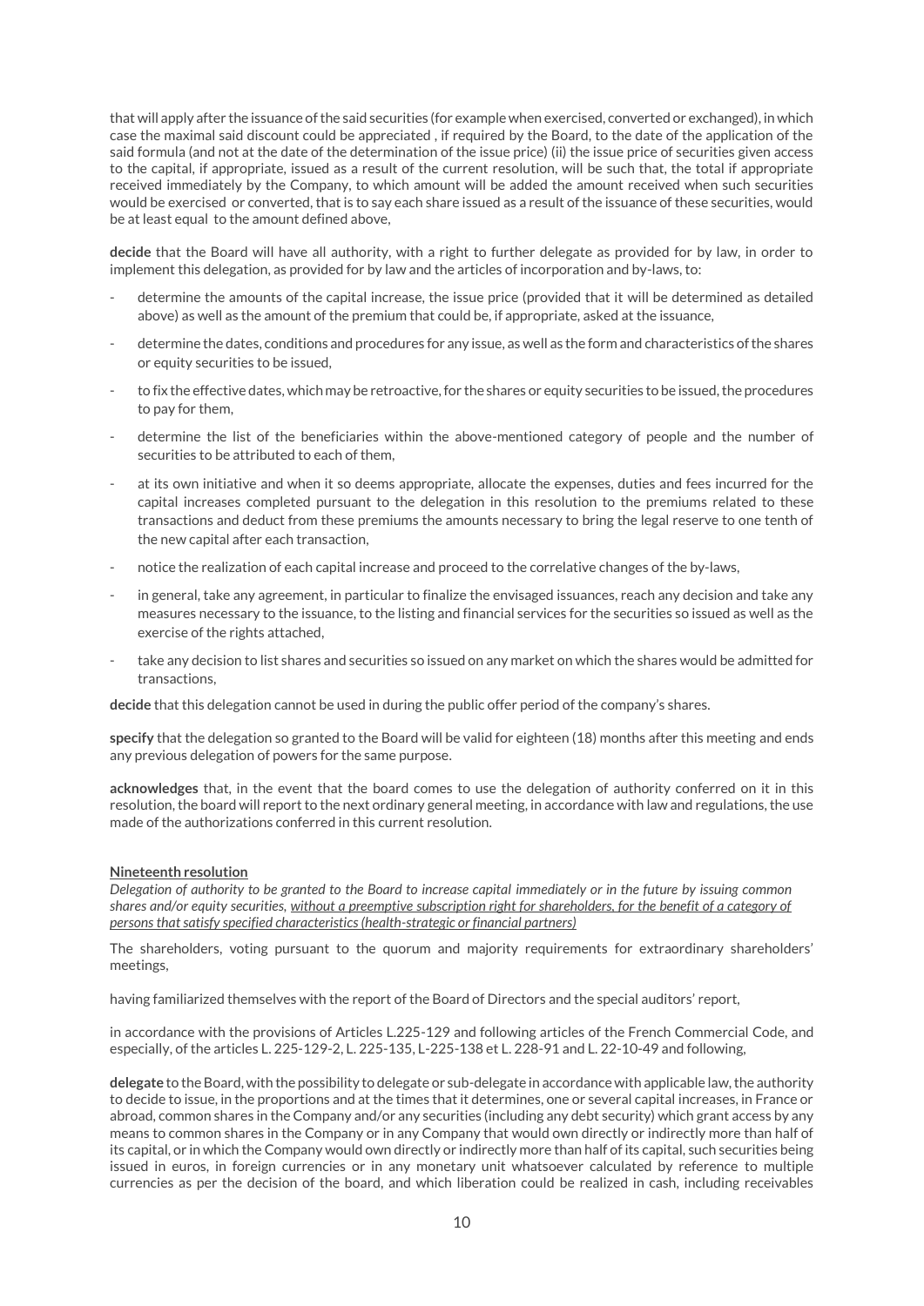that will apply after the issuance of the said securities (for example when exercised, converted or exchanged), in which case the maximal said discount could be appreciated , if required by the Board, to the date of the application of the said formula (and not at the date of the determination of the issue price) (ii) the issue price of securities given access to the capital, if appropriate, issued as a result of the current resolution, will be such that, the total if appropriate received immediately by the Company, to which amount will be added the amount received when such securities would be exercised or converted, that is to say each share issued as a result of the issuance of these securities, would be at least equal to the amount defined above,

**decide** that the Board will have all authority, with a right to further delegate as provided for by law, in order to implement this delegation, as provided for by law and the articles of incorporation and by-laws, to:

- determine the amounts of the capital increase, the issue price (provided that it will be determined as detailed above) as well as the amount of the premium that could be, if appropriate, asked at the issuance,
- determine the dates, conditions and procedures for any issue, as well as the form and characteristics of the shares or equity securities to be issued,
- to fix the effective dates, which may be retroactive, for the shares or equity securities to be issued, the procedures to pay for them,
- determine the list of the beneficiaries within the above-mentioned category of people and the number of securities to be attributed to each of them,
- at its own initiative and when it so deems appropriate, allocate the expenses, duties and fees incurred for the capital increases completed pursuant to the delegation in this resolution to the premiums related to these transactions and deduct from these premiums the amounts necessary to bring the legal reserve to one tenth of the new capital after each transaction,
- notice the realization of each capital increase and proceed to the correlative changes of the by-laws,
- in general, take any agreement, in particular to finalize the envisaged issuances, reach any decision and take any measures necessary to the issuance, to the listing and financial services for the securities so issued as well as the exercise of the rights attached,
- take any decision to list shares and securities so issued on any market on which the shares would be admitted for transactions,

**decide** that this delegation cannot be used in during the public offer period of the company's shares.

**specify** that the delegation so granted to the Board will be valid for eighteen (18) months after this meeting and ends any previous delegation of powers for the same purpose.

**acknowledges** that, in the event that the board comes to use the delegation of authority conferred on it in this resolution, the board will report to the next ordinary general meeting, in accordance with law and regulations, the use made of the authorizations conferred in this current resolution.

**Nineteenth resolution**

*Delegation of authority to be granted to the Board to increase capital immediately or in the future by issuing common shares and/or equity securities, without a preemptive subscription right for shareholders, for the benefit of a category of persons that satisfy specified characteristics (health-strategic or financial partners)*

The shareholders, voting pursuant to the quorum and majority requirements for extraordinary shareholders' meetings,

having familiarized themselves with the report of the Board of Directors and the special auditors' report,

in accordance with the provisions of Articles L.225-129 and following articles of the French Commercial Code, and especially, of the articles L. 225-129-2, L. 225-135, L-225-138 et L. 228-91 and L. 22-10-49 and following,

**delegate** to the Board, with the possibility to delegate or sub-delegate in accordance with applicable law, the authority to decide to issue, in the proportions and at the times that it determines, one or several capital increases, in France or abroad, common shares in the Company and/or any securities (including any debt security) which grant access by any means to common shares in the Company or in any Company that would own directly or indirectly more than half of its capital, or in which the Company would own directly or indirectly more than half of its capital, such securities being issued in euros, in foreign currencies or in any monetary unit whatsoever calculated by reference to multiple currencies as per the decision of the board, and which liberation could be realized in cash, including receivables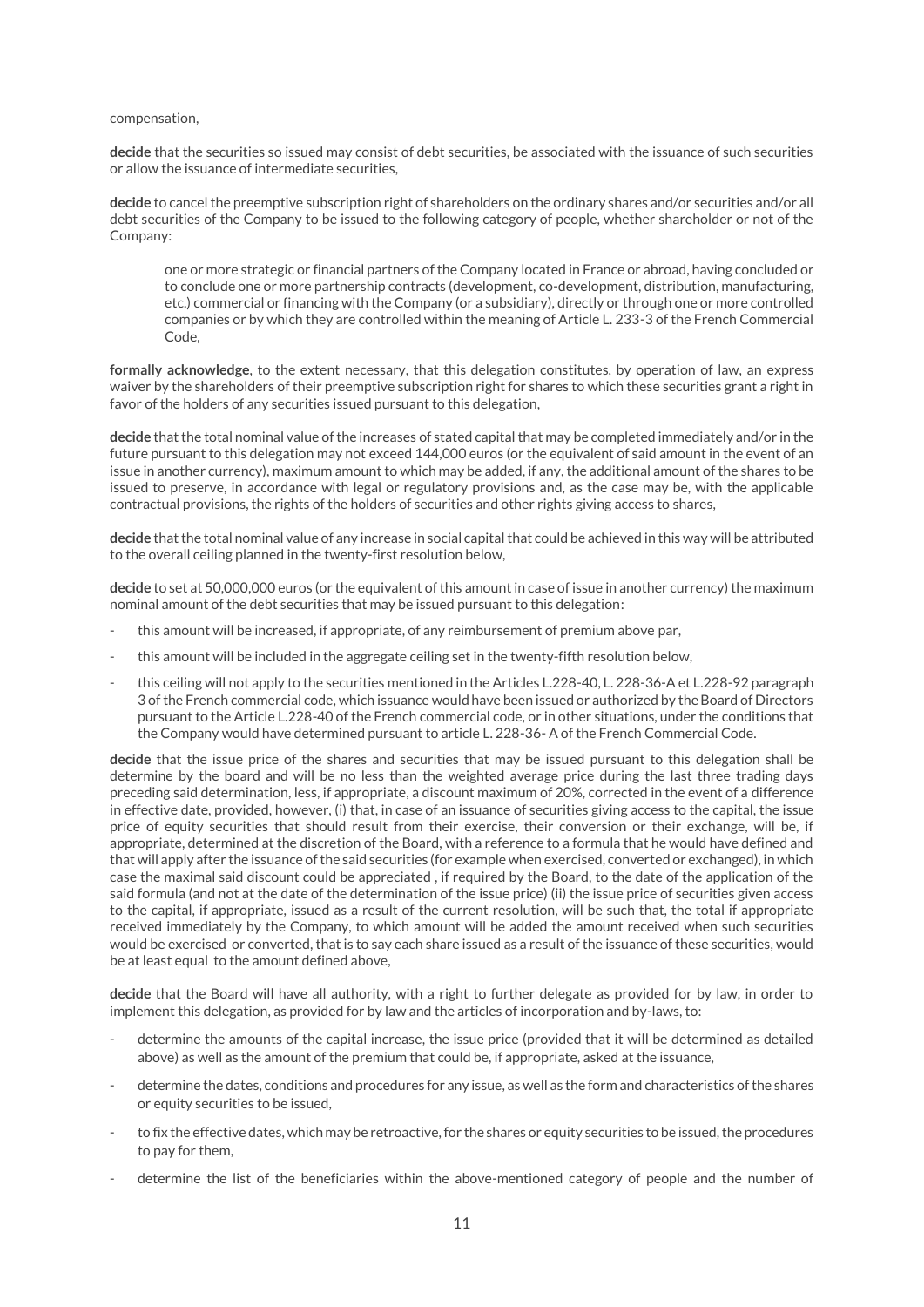compensation,

**decide** that the securities so issued may consist of debt securities, be associated with the issuance of such securities or allow the issuance of intermediate securities,

**decide** to cancel the preemptive subscription right of shareholders on the ordinary shares and/or securities and/or all debt securities of the Company to be issued to the following category of people, whether shareholder or not of the Company:

> one or more strategic or financial partners of the Company located in France or abroad, having concluded or to conclude one or more partnership contracts (development, co-development, distribution, manufacturing, etc.) commercial or financing with the Company (or a subsidiary), directly or through one or more controlled companies or by which they are controlled within the meaning of Article L. 233-3 of the French Commercial Code,

**formally acknowledge**, to the extent necessary, that this delegation constitutes, by operation of law, an express waiver by the shareholders of their preemptive subscription right for shares to which these securities grant a right in favor of the holders of any securities issued pursuant to this delegation,

**decide** that the total nominal value of the increases of stated capital that may be completed immediately and/or in the future pursuant to this delegation may not exceed 144,000 euros (or the equivalent of said amount in the event of an issue in another currency), maximum amount to which may be added, if any, the additional amount of the shares to be issued to preserve, in accordance with legal or regulatory provisions and, as the case may be, with the applicable contractual provisions, the rights of the holders of securities and other rights giving access to shares,

**decide** that the total nominal value of any increase in social capital that could be achieved in this way will be attributed to the overall ceiling planned in the twenty-first resolution below,

**decide** to set at 50,000,000 euros (or the equivalent of this amount in case of issue in another currency) the maximum nominal amount of the debt securities that may be issued pursuant to this delegation:

- this amount will be increased, if appropriate, of any reimbursement of premium above par,
- this amount will be included in the aggregate ceiling set in the twenty-fifth resolution below,
- this ceiling will not apply to the securities mentioned in the Articles L.228-40, L. 228-36-A et L.228-92 paragraph 3 of the French commercial code, which issuance would have been issued or authorized by the Board of Directors pursuant to the Article L.228-40 of the French commercial code, or in other situations, under the conditions that the Company would have determined pursuant to article L. 228-36- A of the French Commercial Code.

**decide** that the issue price of the shares and securities that may be issued pursuant to this delegation shall be determine by the board and will be no less than the weighted average price during the last three trading days preceding said determination, less, if appropriate, a discount maximum of 20%, corrected in the event of a difference in effective date, provided, however, (i) that, in case of an issuance of securities giving access to the capital, the issue price of equity securities that should result from their exercise, their conversion or their exchange, will be, if appropriate, determined at the discretion of the Board, with a reference to a formula that he would have defined and that will apply after the issuance of the said securities (for example when exercised, converted or exchanged), in which case the maximal said discount could be appreciated , if required by the Board, to the date of the application of the said formula (and not at the date of the determination of the issue price) (ii) the issue price of securities given access to the capital, if appropriate, issued as a result of the current resolution, will be such that, the total if appropriate received immediately by the Company, to which amount will be added the amount received when such securities would be exercised or converted, that is to say each share issued as a result of the issuance of these securities, would be at least equal to the amount defined above,

**decide** that the Board will have all authority, with a right to further delegate as provided for by law, in order to implement this delegation, as provided for by law and the articles of incorporation and by-laws, to:

- determine the amounts of the capital increase, the issue price (provided that it will be determined as detailed above) as well as the amount of the premium that could be, if appropriate, asked at the issuance,
- determine the dates, conditions and procedures for any issue, as well as the form and characteristics of the shares or equity securities to be issued,
- to fix the effective dates, which may be retroactive, for the shares or equity securities to be issued, the procedures to pay for them,
- determine the list of the beneficiaries within the above-mentioned category of people and the number of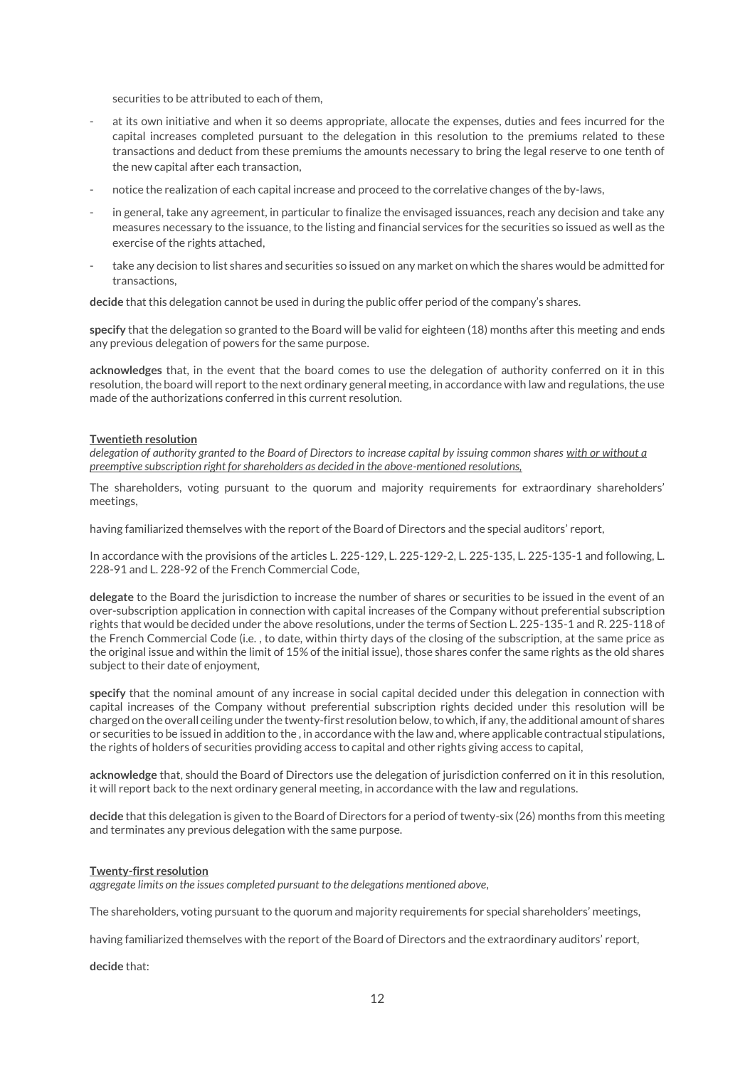securities to be attributed to each of them,

- at its own initiative and when it so deems appropriate, allocate the expenses, duties and fees incurred for the capital increases completed pursuant to the delegation in this resolution to the premiums related to these transactions and deduct from these premiums the amounts necessary to bring the legal reserve to one tenth of the new capital after each transaction,
- notice the realization of each capital increase and proceed to the correlative changes of the by-laws,
- in general, take any agreement, in particular to finalize the envisaged issuances, reach any decision and take any measures necessary to the issuance, to the listing and financial services for the securities so issued as well as the exercise of the rights attached,
- take any decision to list shares and securities so issued on any market on which the shares would be admitted for transactions,

**decide** that this delegation cannot be used in during the public offer period of the company's shares.

**specify** that the delegation so granted to the Board will be valid for eighteen (18) months after this meeting and ends any previous delegation of powers for the same purpose.

**acknowledges** that, in the event that the board comes to use the delegation of authority conferred on it in this resolution, the board will report to the next ordinary general meeting, in accordance with law and regulations, the use made of the authorizations conferred in this current resolution.

**Twentieth resolution**

*delegation of authority granted to the Board of Directors to increase capital by issuing common shares with or without a preemptive subscription right for shareholders as decided in the above-mentioned resolutions,*

The shareholders, voting pursuant to the quorum and majority requirements for extraordinary shareholders' meetings,

having familiarized themselves with the report of the Board of Directors and the special auditors' report,

In accordance with the provisions of the articles L. 225-129, L. 225-129-2, L. 225-135, L. 225-135-1 and following, L. 228-91 and L. 228-92 of the French Commercial Code,

**delegate** to the Board the jurisdiction to increase the number of shares or securities to be issued in the event of an over-subscription application in connection with capital increases of the Company without preferential subscription rights that would be decided under the above resolutions, under the terms of Section L. 225-135-1 and R. 225-118 of the French Commercial Code (i.e. , to date, within thirty days of the closing of the subscription, at the same price as the original issue and within the limit of 15% of the initial issue), those shares confer the same rights as the old shares subject to their date of enjoyment,

**specify** that the nominal amount of any increase in social capital decided under this delegation in connection with capital increases of the Company without preferential subscription rights decided under this resolution will be charged on the overall ceiling under the twenty-first resolution below, to which, if any, the additional amount of shares or securities to be issued in addition to the , in accordance with the law and, where applicable contractual stipulations, the rights of holders of securities providing access to capital and other rights giving access to capital,

**acknowledge** that, should the Board of Directors use the delegation of jurisdiction conferred on it in this resolution, it will report back to the next ordinary general meeting, in accordance with the law and regulations.

**decide** that this delegation is given to the Board of Directors for a period of twenty-six (26) months from this meeting and terminates any previous delegation with the same purpose.

**Twenty-first resolution**

*aggregate limits on the issues completed pursuant to the delegations mentioned above,*

The shareholders, voting pursuant to the quorum and majority requirements for special shareholders' meetings,

having familiarized themselves with the report of the Board of Directors and the extraordinary auditors' report,

**decide** that: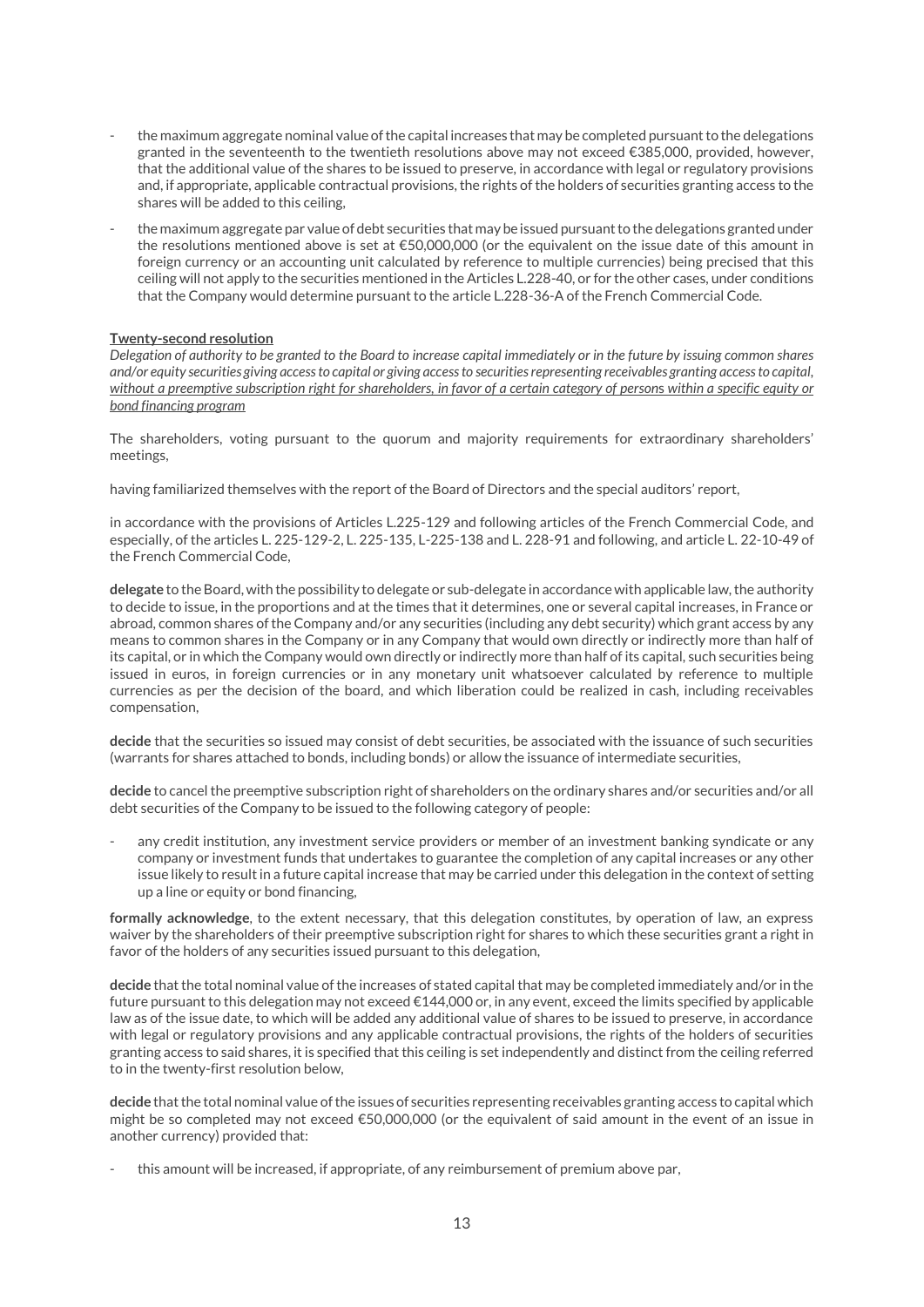- the maximum aggregate nominal value of the capital increases that may be completed pursuant to the delegations granted in the seventeenth to the twentieth resolutions above may not exceed €385,000, provided, however, that the additional value of the shares to be issued to preserve, in accordance with legal or regulatory provisions and, if appropriate, applicable contractual provisions, the rights of the holders of securities granting access to the shares will be added to this ceiling,
- the maximum aggregate par value of debt securities that may be issued pursuant to the delegations granted under the resolutions mentioned above is set at €50,000,000 (or the equivalent on the issue date of this amount in foreign currency or an accounting unit calculated by reference to multiple currencies) being precised that this ceiling will not apply to the securities mentioned in the Articles L.228-40, or for the other cases, under conditions that the Company would determine pursuant to the article L.228-36-A of the French Commercial Code.

**Twenty-second resolution**

*Delegation of authority to be granted to the Board to increase capital immediately or in the future by issuing common shares and/or equity securities giving access to capital or giving access to securities representing receivables granting access to capital, without a preemptive subscription right for shareholders, in favor of a certain category of persons within a specific equity or bond financing program*

The shareholders, voting pursuant to the quorum and majority requirements for extraordinary shareholders' meetings,

having familiarized themselves with the report of the Board of Directors and the special auditors' report,

in accordance with the provisions of Articles L.225-129 and following articles of the French Commercial Code, and especially, of the articles L. 225-129-2, L. 225-135, L-225-138 and L. 228-91 and following, and article L. 22-10-49 of the French Commercial Code,

**delegate** to the Board, with the possibility to delegate or sub-delegate in accordance with applicable law, the authority to decide to issue, in the proportions and at the times that it determines, one or several capital increases, in France or abroad, common shares of the Company and/or any securities (including any debt security) which grant access by any means to common shares in the Company or in any Company that would own directly or indirectly more than half of its capital, or in which the Company would own directly or indirectly more than half of its capital, such securities being issued in euros, in foreign currencies or in any monetary unit whatsoever calculated by reference to multiple currencies as per the decision of the board, and which liberation could be realized in cash, including receivables compensation,

**decide** that the securities so issued may consist of debt securities, be associated with the issuance of such securities (warrants for shares attached to bonds, including bonds) or allow the issuance of intermediate securities,

**decide** to cancel the preemptive subscription right of shareholders on the ordinary shares and/or securities and/or all debt securities of the Company to be issued to the following category of people:

- any credit institution, any investment service providers or member of an investment banking syndicate or any company or investment funds that undertakes to guarantee the completion of any capital increases or any other issue likely to result in a future capital increase that may be carried under this delegation in the context of setting up a line or equity or bond financing,

**formally acknowledge**, to the extent necessary, that this delegation constitutes, by operation of law, an express waiver by the shareholders of their preemptive subscription right for shares to which these securities grant a right in favor of the holders of any securities issued pursuant to this delegation,

**decide** that the total nominal value of the increases of stated capital that may be completed immediately and/or in the future pursuant to this delegation may not exceed €144,000 or, in any event, exceed the limits specified by applicable law as of the issue date, to which will be added any additional value of shares to be issued to preserve, in accordance with legal or regulatory provisions and any applicable contractual provisions, the rights of the holders of securities granting access to said shares, it is specified that this ceiling is set independently and distinct from the ceiling referred to in the twenty-first resolution below,

**decide** that the total nominal value of the issues of securities representing receivables granting access to capital which might be so completed may not exceed €50,000,000 (or the equivalent of said amount in the event of an issue in another currency) provided that:

- this amount will be increased, if appropriate, of any reimbursement of premium above par,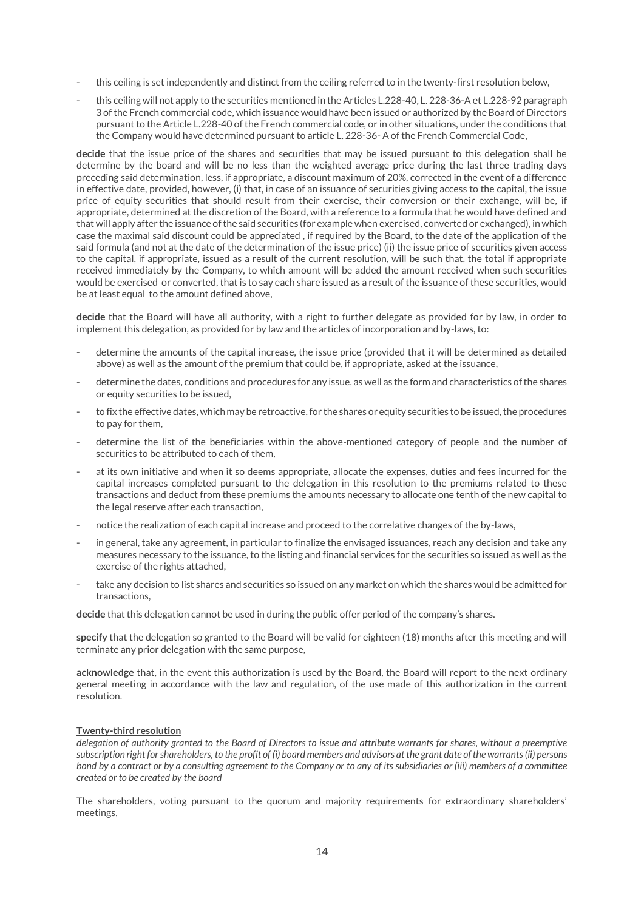- this ceiling is set independently and distinct from the ceiling referred to in the twenty-first resolution below,
- this ceiling will not apply to the securities mentioned in the Articles L.228-40, L. 228-36-A et L.228-92 paragraph 3 of the French commercial code, which issuance would have been issued or authorized by the Board of Directors pursuant to the Article L.228-40 of the French commercial code, or in other situations, under the conditions that the Company would have determined pursuant to article L. 228-36- A of the French Commercial Code,

**decide** that the issue price of the shares and securities that may be issued pursuant to this delegation shall be determine by the board and will be no less than the weighted average price during the last three trading days preceding said determination, less, if appropriate, a discount maximum of 20%, corrected in the event of a difference in effective date, provided, however, (i) that, in case of an issuance of securities giving access to the capital, the issue price of equity securities that should result from their exercise, their conversion or their exchange, will be, if appropriate, determined at the discretion of the Board, with a reference to a formula that he would have defined and that will apply after the issuance of the said securities (for example when exercised, converted or exchanged), in which case the maximal said discount could be appreciated , if required by the Board, to the date of the application of the said formula (and not at the date of the determination of the issue price) (ii) the issue price of securities given access to the capital, if appropriate, issued as a result of the current resolution, will be such that, the total if appropriate received immediately by the Company, to which amount will be added the amount received when such securities would be exercised or converted, that is to say each share issued as a result of the issuance of these securities, would be at least equal to the amount defined above,

**decide** that the Board will have all authority, with a right to further delegate as provided for by law, in order to implement this delegation, as provided for by law and the articles of incorporation and by-laws, to:

- determine the amounts of the capital increase, the issue price (provided that it will be determined as detailed above) as well as the amount of the premium that could be, if appropriate, asked at the issuance,
- determine the dates, conditions and procedures for any issue, as well as the form and characteristics of the shares or equity securities to be issued,
- to fix the effective dates, which may be retroactive, for the shares or equity securities to be issued, the procedures to pay for them,
- determine the list of the beneficiaries within the above-mentioned category of people and the number of securities to be attributed to each of them,
- at its own initiative and when it so deems appropriate, allocate the expenses, duties and fees incurred for the capital increases completed pursuant to the delegation in this resolution to the premiums related to these transactions and deduct from these premiums the amounts necessary to allocate one tenth of the new capital to the legal reserve after each transaction,
- notice the realization of each capital increase and proceed to the correlative changes of the by-laws,
- in general, take any agreement, in particular to finalize the envisaged issuances, reach any decision and take any measures necessary to the issuance, to the listing and financial services for the securities so issued as well as the exercise of the rights attached,
- take any decision to list shares and securities so issued on any market on which the shares would be admitted for transactions,

**decide** that this delegation cannot be used in during the public offer period of the company's shares.

**specify** that the delegation so granted to the Board will be valid for eighteen (18) months after this meeting and will terminate any prior delegation with the same purpose,

**acknowledge** that, in the event this authorization is used by the Board, the Board will report to the next ordinary general meeting in accordance with the law and regulation, of the use made of this authorization in the current resolution.

**Twenty-third resolution**

*delegation of authority granted to the Board of Directors to issue and attribute warrants for shares, without a preemptive subscription right for shareholders, to the profit of (i) board members and advisors at the grant date of the warrants (ii) persons bond by a contract or by a consulting agreement to the Company or to any of its subsidiaries or (iii) members of a committee created or to be created by the board*

The shareholders, voting pursuant to the quorum and majority requirements for extraordinary shareholders' meetings,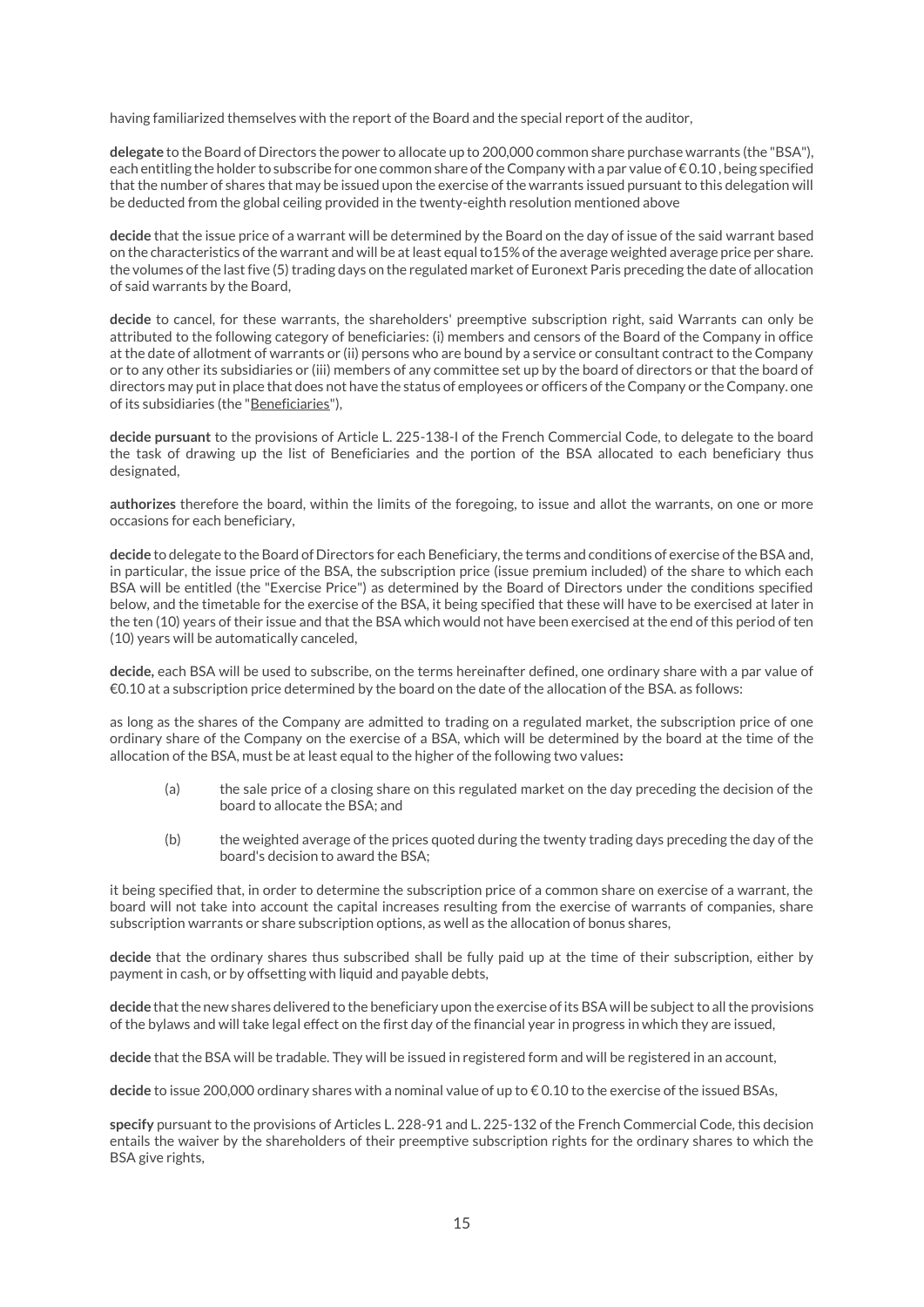having familiarized themselves with the report of the Board and the special report of the auditor,

**delegate** to the Board of Directors the power to allocate up to 200,000 common share purchase warrants (the "BSA"), each entitling the holder to subscribe for one common share of the Company with a par value of € 0.10 , being specified that the number of shares that may be issued upon the exercise of the warrants issued pursuant to this delegation will be deducted from the global ceiling provided in the twenty-eighth resolution mentioned above

**decide** that the issue price of a warrant will be determined by the Board on the day of issue of the said warrant based on the characteristics of the warrant and will be at least equal to15% of the average weighted average price per share. the volumes of the last five (5) trading days on the regulated market of Euronext Paris preceding the date of allocation of said warrants by the Board,

**decide** to cancel, for these warrants, the shareholders' preemptive subscription right, said Warrants can only be attributed to the following category of beneficiaries: (i) members and censors of the Board of the Company in office at the date of allotment of warrants or (ii) persons who are bound by a service or consultant contract to the Company or to any other its subsidiaries or (iii) members of any committee set up by the board of directors or that the board of directors may put in place that does not have the status of employees or officers of the Company or the Company. one of its subsidiaries (the "Beneficiaries"),

**decide pursuant** to the provisions of Article L. 225-138-I of the French Commercial Code, to delegate to the board the task of drawing up the list of Beneficiaries and the portion of the BSA allocated to each beneficiary thus designated,

**authorizes** therefore the board, within the limits of the foregoing, to issue and allot the warrants, on one or more occasions for each beneficiary,

**decide** to delegate to the Board of Directors for each Beneficiary, the terms and conditions of exercise of the BSA and, in particular, the issue price of the BSA, the subscription price (issue premium included) of the share to which each BSA will be entitled (the "Exercise Price") as determined by the Board of Directors under the conditions specified below, and the timetable for the exercise of the BSA, it being specified that these will have to be exercised at later in the ten (10) years of their issue and that the BSA which would not have been exercised at the end of this period of ten (10) years will be automatically canceled,

**decide,** each BSA will be used to subscribe, on the terms hereinafter defined, one ordinary share with a par value of €0.10 at a subscription price determined by the board on the date of the allocation of the BSA. as follows:

as long as the shares of the Company are admitted to trading on a regulated market, the subscription price of one ordinary share of the Company on the exercise of a BSA, which will be determined by the board at the time of the allocation of the BSA, must be at least equal to the higher of the following two values**:**

(a) the sale price of a closing share on this regulated market on the day preceding the decision of the board to allocate the BSA; and

(b) the weighted average of the prices quoted during the twenty trading days preceding the day of the board's decision to award the BSA;

it being specified that, in order to determine the subscription price of a common share on exercise of a warrant, the board will not take into account the capital increases resulting from the exercise of warrants of companies, share subscription warrants or share subscription options, as well as the allocation of bonus shares,

**decide** that the ordinary shares thus subscribed shall be fully paid up at the time of their subscription, either by payment in cash, or by offsetting with liquid and payable debts,

**decide** that the new shares delivered to the beneficiary upon the exercise of its BSA will be subject to all the provisions of the bylaws and will take legal effect on the first day of the financial year in progress in which they are issued,

**decide** that the BSA will be tradable. They will be issued in registered form and will be registered in an account,

**decide** to issue 200,000 ordinary shares with a nominal value of up to € 0.10 to the exercise of the issued BSAs,

**specify** pursuant to the provisions of Articles L. 228-91 and L. 225-132 of the French Commercial Code, this decision entails the waiver by the shareholders of their preemptive subscription rights for the ordinary shares to which the BSA give rights,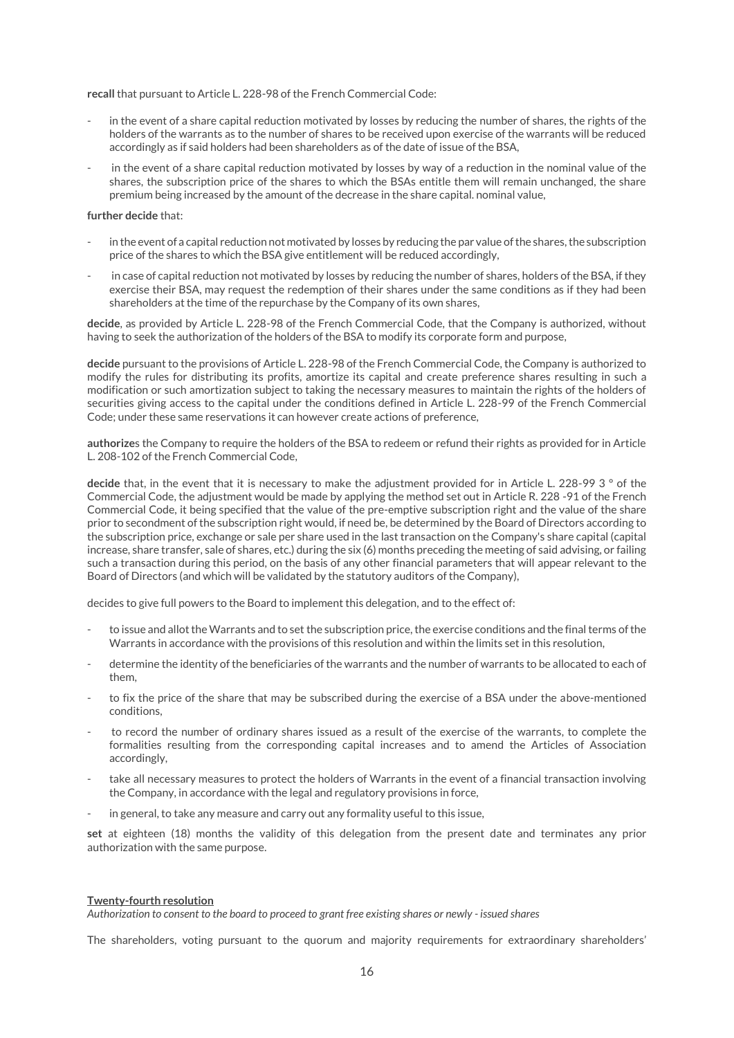**recall** that pursuant to Article L. 228-98 of the French Commercial Code:

- in the event of a share capital reduction motivated by losses by reducing the number of shares, the rights of the holders of the warrants as to the number of shares to be received upon exercise of the warrants will be reduced accordingly as if said holders had been shareholders as of the date of issue of the BSA,
- in the event of a share capital reduction motivated by losses by way of a reduction in the nominal value of the shares, the subscription price of the shares to which the BSAs entitle them will remain unchanged, the share premium being increased by the amount of the decrease in the share capital. nominal value,

**further decide** that:

- in the event of a capital reduction not motivated by losses by reducing the par value of the shares, the subscription price of the shares to which the BSA give entitlement will be reduced accordingly,
- in case of capital reduction not motivated by losses by reducing the number of shares, holders of the BSA, if they exercise their BSA, may request the redemption of their shares under the same conditions as if they had been shareholders at the time of the repurchase by the Company of its own shares,

**decide**, as provided by Article L. 228-98 of the French Commercial Code, that the Company is authorized, without having to seek the authorization of the holders of the BSA to modify its corporate form and purpose,

**decide** pursuant to the provisions of Article L. 228-98 of the French Commercial Code, the Company is authorized to modify the rules for distributing its profits, amortize its capital and create preference shares resulting in such a modification or such amortization subject to taking the necessary measures to maintain the rights of the holders of securities giving access to the capital under the conditions defined in Article L. 228-99 of the French Commercial Code; under these same reservations it can however create actions of preference,

**authorize**s the Company to require the holders of the BSA to redeem or refund their rights as provided for in Article L. 208-102 of the French Commercial Code,

**decide** that, in the event that it is necessary to make the adjustment provided for in Article L. 228-99 3 ° of the Commercial Code, the adjustment would be made by applying the method set out in Article R. 228 -91 of the French Commercial Code, it being specified that the value of the pre-emptive subscription right and the value of the share prior to secondment of the subscription right would, if need be, be determined by the Board of Directors according to the subscription price, exchange or sale per share used in the last transaction on the Company's share capital (capital increase, share transfer, sale of shares, etc.) during the six (6) months preceding the meeting of said advising, or failing such a transaction during this period, on the basis of any other financial parameters that will appear relevant to the Board of Directors (and which will be validated by the statutory auditors of the Company),

decides to give full powers to the Board to implement this delegation, and to the effect of:

- to issue and allot the Warrants and to set the subscription price, the exercise conditions and the final terms of the Warrants in accordance with the provisions of this resolution and within the limits set in this resolution,
- determine the identity of the beneficiaries of the warrants and the number of warrants to be allocated to each of them,
- to fix the price of the share that may be subscribed during the exercise of a BSA under the above-mentioned conditions,
- to record the number of ordinary shares issued as a result of the exercise of the warrants, to complete the formalities resulting from the corresponding capital increases and to amend the Articles of Association accordingly,
- take all necessary measures to protect the holders of Warrants in the event of a financial transaction involving the Company, in accordance with the legal and regulatory provisions in force,
- in general, to take any measure and carry out any formality useful to this issue,

**set** at eighteen (18) months the validity of this delegation from the present date and terminates any prior authorization with the same purpose.

**Twenty-fourth resolution**

*Authorization to consent to the board to proceed to grant free existing shares or newly - issued shares*

The shareholders, voting pursuant to the quorum and majority requirements for extraordinary shareholders'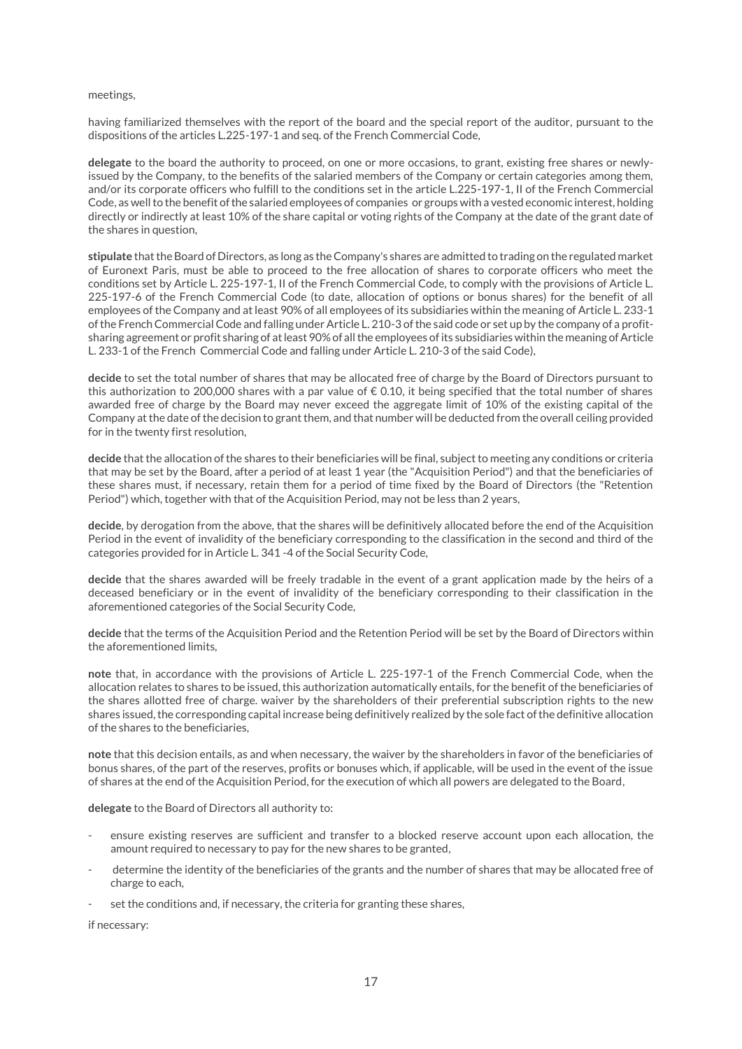meetings,

having familiarized themselves with the report of the board and the special report of the auditor, pursuant to the dispositions of the articles L.225-197-1 and seq. of the French Commercial Code,

**delegate** to the board the authority to proceed, on one or more occasions, to grant, existing free shares or newly-issued by the Company, to the benefits of the salaried members of the Company or certain categories among them, and/or its corporate officers who fulfill to the conditions set in the article L.225-197-1, II of the French Commercial Code, as well to the benefit of the salaried employees of companies or groups with a vested economic interest, holding directly or indirectly at least 10% of the share capital or voting rights of the Company at the date of the grant date of the shares in question,

**stipulate** that the Board of Directors, as long as the Company's shares are admitted to trading on the regulated market of Euronext Paris, must be able to proceed to the free allocation of shares to corporate officers who meet the conditions set by Article L. 225-197-1, II of the French Commercial Code, to comply with the provisions of Article L. 225-197-6 of the French Commercial Code (to date, allocation of options or bonus shares) for the benefit of all employees of the Company and at least 90% of all employees of its subsidiaries within the meaning of Article L. 233-1 of the French Commercial Code and falling under Article L. 210-3 of the said code or set up by the company of a profit-sharing agreement or profit sharing of at least 90% of all the employees of its subsidiaries within the meaning of Article L. 233-1 of the French Commercial Code and falling under Article L. 210-3 of the said Code),

**decide** to set the total number of shares that may be allocated free of charge by the Board of Directors pursuant to this authorization to 200,000 shares with a par value of € 0.10, it being specified that the total number of shares awarded free of charge by the Board may never exceed the aggregate limit of 10% of the existing capital of the Company at the date of the decision to grant them, and that number will be deducted from the overall ceiling provided for in the twenty first resolution,

**decide** that the allocation of the shares to their beneficiaries will be final, subject to meeting any conditions or criteria that may be set by the Board, after a period of at least 1 year (the "Acquisition Period") and that the beneficiaries of these shares must, if necessary, retain them for a period of time fixed by the Board of Directors (the "Retention Period") which, together with that of the Acquisition Period, may not be less than 2 years,

**decide**, by derogation from the above, that the shares will be definitively allocated before the end of the Acquisition Period in the event of invalidity of the beneficiary corresponding to the classification in the second and third of the categories provided for in Article L. 341 -4 of the Social Security Code,

**decide** that the shares awarded will be freely tradable in the event of a grant application made by the heirs of a deceased beneficiary or in the event of invalidity of the beneficiary corresponding to their classification in the aforementioned categories of the Social Security Code,

**decide** that the terms of the Acquisition Period and the Retention Period will be set by the Board of Directors within the aforementioned limits,

**note** that, in accordance with the provisions of Article L. 225-197-1 of the French Commercial Code, when the allocation relates to shares to be issued, this authorization automatically entails, for the benefit of the beneficiaries of the shares allotted free of charge. waiver by the shareholders of their preferential subscription rights to the new shares issued, the corresponding capital increase being definitively realized by the sole fact of the definitive allocation of the shares to the beneficiaries,

**note** that this decision entails, as and when necessary, the waiver by the shareholders in favor of the beneficiaries of bonus shares, of the part of the reserves, profits or bonuses which, if applicable, will be used in the event of the issue of shares at the end of the Acquisition Period, for the execution of which all powers are delegated to the Board,

**delegate** to the Board of Directors all authority to:

- ensure existing reserves are sufficient and transfer to a blocked reserve account upon each allocation, the amount required to necessary to pay for the new shares to be granted,
- determine the identity of the beneficiaries of the grants and the number of shares that may be allocated free of charge to each,
- set the conditions and, if necessary, the criteria for granting these shares,

if necessary: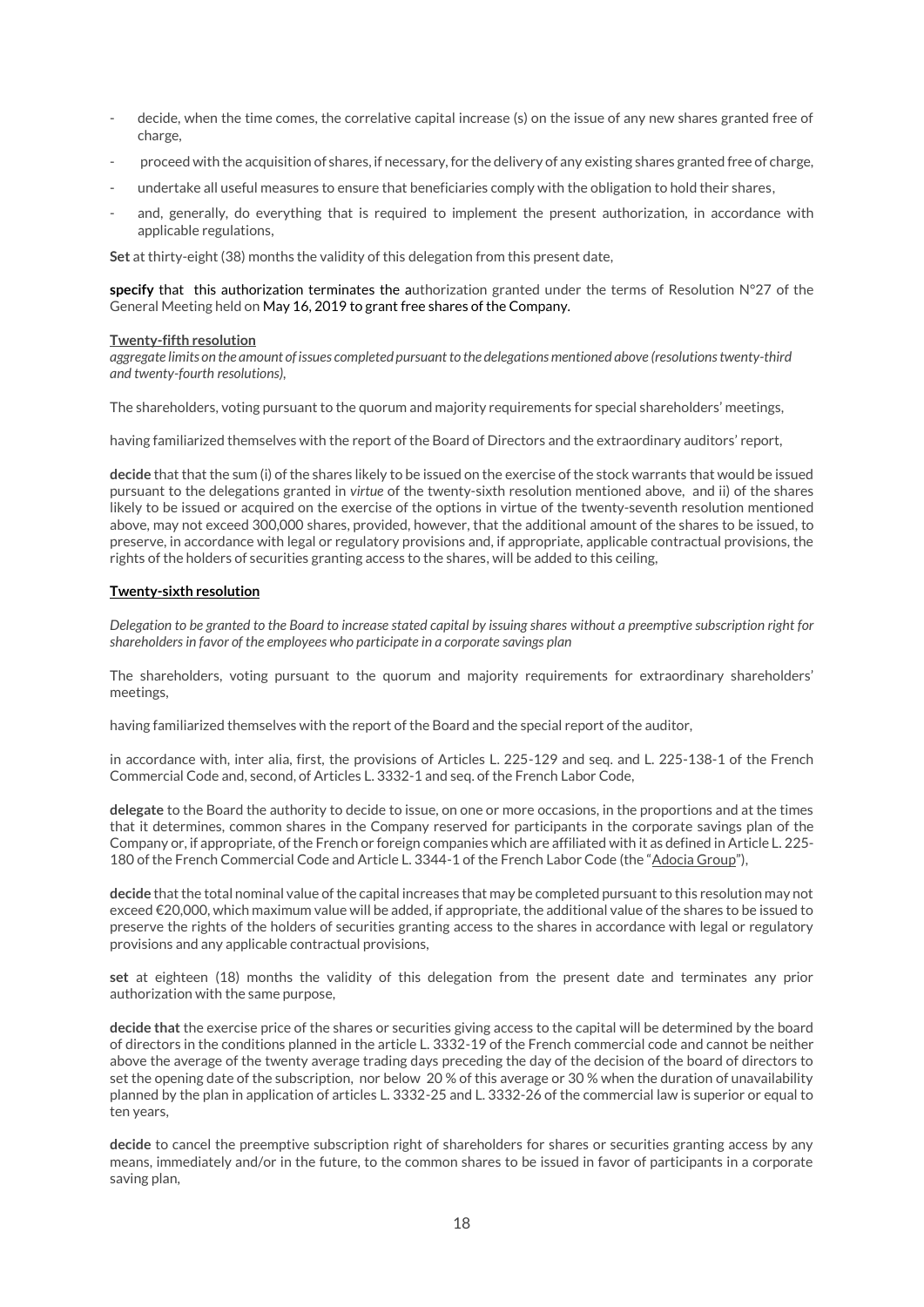- decide, when the time comes, the correlative capital increase (s) on the issue of any new shares granted free of charge,
- proceed with the acquisition of shares, if necessary, for the delivery of any existing shares granted free of charge,
- undertake all useful measures to ensure that beneficiaries comply with the obligation to hold their shares,
- and, generally, do everything that is required to implement the present authorization, in accordance with applicable regulations,

**Set** at thirty-eight (38) months the validity of this delegation from this present date,

**specify** that this authorization terminates the authorization granted under the terms of Resolution N°27 of the General Meeting held on May 16, 2019 to grant free shares of the Company.

**Twenty-fifth resolution**

*aggregate limits on the amount of issues completed pursuant to the delegations mentioned above (resolutions twenty-third and twenty-fourth resolutions),*

The shareholders, voting pursuant to the quorum and majority requirements for special shareholders' meetings,

having familiarized themselves with the report of the Board of Directors and the extraordinary auditors' report,

**decide** that that the sum (i) of the shares likely to be issued on the exercise of the stock warrants that would be issued pursuant to the delegations granted in *virtue* of the twenty-sixth resolution mentioned above, and ii) of the shares likely to be issued or acquired on the exercise of the options in virtue of the twenty-seventh resolution mentioned above, may not exceed 300,000 shares, provided, however, that the additional amount of the shares to be issued, to preserve, in accordance with legal or regulatory provisions and, if appropriate, applicable contractual provisions, the rights of the holders of securities granting access to the shares, will be added to this ceiling,

**Twenty-sixth resolution**

*Delegation to be granted to the Board to increase stated capital by issuing shares without a preemptive subscription right for shareholders in favor of the employees who participate in a corporate savings plan*

The shareholders, voting pursuant to the quorum and majority requirements for extraordinary shareholders' meetings,

having familiarized themselves with the report of the Board and the special report of the auditor,

in accordance with, inter alia, first, the provisions of Articles L. 225-129 and seq. and L. 225-138-1 of the French Commercial Code and, second, of Articles L. 3332-1 and seq. of the French Labor Code,

**delegate** to the Board the authority to decide to issue, on one or more occasions, in the proportions and at the times that it determines, common shares in the Company reserved for participants in the corporate savings plan of the Company or, if appropriate, of the French or foreign companies which are affiliated with it as defined in Article L. 225-180 of the French Commercial Code and Article L. 3344-1 of the French Labor Code (the "Adocia Group"),

**decide** that the total nominal value of the capital increases that may be completed pursuant to this resolution may not exceed €20,000, which maximum value will be added, if appropriate, the additional value of the shares to be issued to preserve the rights of the holders of securities granting access to the shares in accordance with legal or regulatory provisions and any applicable contractual provisions,

**set** at eighteen (18) months the validity of this delegation from the present date and terminates any prior authorization with the same purpose,

**decide that** the exercise price of the shares or securities giving access to the capital will be determined by the board of directors in the conditions planned in the article L. 3332-19 of the French commercial code and cannot be neither above the average of the twenty average trading days preceding the day of the decision of the board of directors to set the opening date of the subscription, nor below 20 % of this average or 30 % when the duration of unavailability planned by the plan in application of articles L. 3332-25 and L. 3332-26 of the commercial law is superior or equal to ten years,

**decide** to cancel the preemptive subscription right of shareholders for shares or securities granting access by any means, immediately and/or in the future, to the common shares to be issued in favor of participants in a corporate saving plan,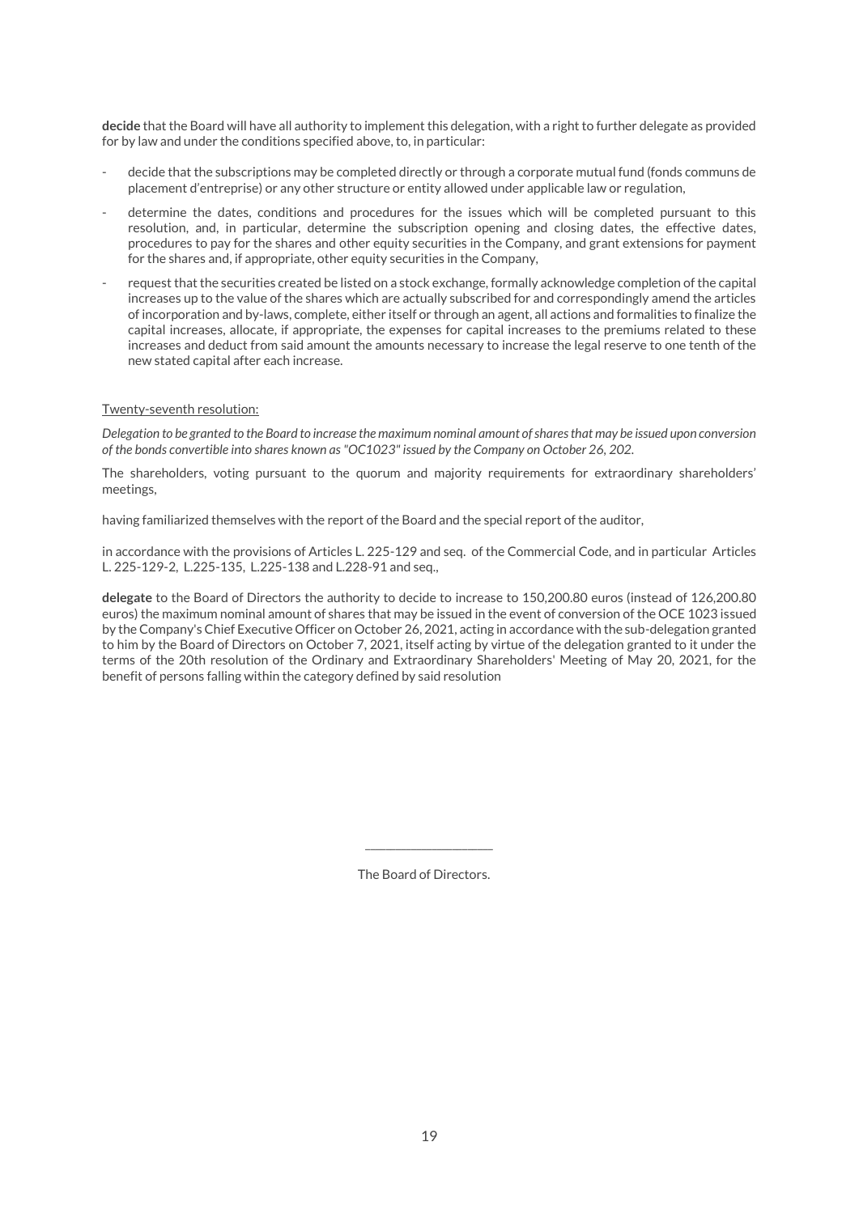**decide** that the Board will have all authority to implement this delegation, with a right to further delegate as provided for by law and under the conditions specified above, to, in particular:

- decide that the subscriptions may be completed directly or through a corporate mutual fund (fonds communs de placement d'entreprise) or any other structure or entity allowed under applicable law or regulation,
- determine the dates, conditions and procedures for the issues which will be completed pursuant to this resolution, and, in particular, determine the subscription opening and closing dates, the effective dates, procedures to pay for the shares and other equity securities in the Company, and grant extensions for payment for the shares and, if appropriate, other equity securities in the Company,
- request that the securities created be listed on a stock exchange, formally acknowledge completion of the capital increases up to the value of the shares which are actually subscribed for and correspondingly amend the articles of incorporation and by-laws, complete, either itself or through an agent, all actions and formalities to finalize the capital increases, allocate, if appropriate, the expenses for capital increases to the premiums related to these increases and deduct from said amount the amounts necessary to increase the legal reserve to one tenth of the new stated capital after each increase.

Twenty-seventh resolution:

*Delegation to be granted to the Board to increase the maximum nominal amount of shares that may be issued upon conversion of the bonds convertible into shares known as "OC1023" issued by the Company on October 26, 202.*

The shareholders, voting pursuant to the quorum and majority requirements for extraordinary shareholders' meetings,

having familiarized themselves with the report of the Board and the special report of the auditor,

in accordance with the provisions of Articles L. 225-129 and seq. of the Commercial Code, and in particular Articles L. 225-129-2, L.225-135, L.225-138 and L.228-91 and seq.,

**delegate** to the Board of Directors the authority to decide to increase to 150,200.80 euros (instead of 126,200.80 euros) the maximum nominal amount of shares that may be issued in the event of conversion of the OCE 1023 issued by the Company's Chief Executive Officer on October 26, 2021, acting in accordance with the sub-delegation granted to him by the Board of Directors on October 7, 2021, itself acting by virtue of the delegation granted to it under the terms of the 20th resolution of the Ordinary and Extraordinary Shareholders' Meeting of May 20, 2021, for the benefit of persons falling within the category defined by said resolution

---

The Board of Directors.